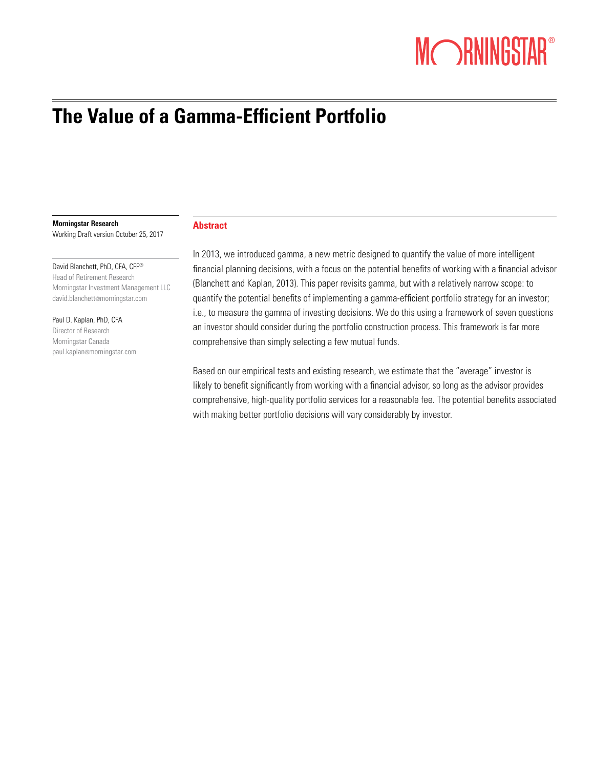# The Value of a Gamma-Efficient Portfolio

**Morningstar Research**
Working Draft version October 25, 2017

David Blanchett, PhD, CFA, CFP®
Head of Retirement Research
Morningstar Investment Management LLC
david.blanchett@morningstar.com

Paul D. Kaplan, PhD, CFA
Director of Research
Morningstar Canada
paul.kaplan@morningstar.com

## Abstract

In 2013, we introduced gamma, a new metric designed to quantify the value of more intelligent financial planning decisions, with a focus on the potential benefits of working with a financial advisor (Blanchett and Kaplan, 2013). This paper revisits gamma, but with a relatively narrow scope: to quantify the potential benefits of implementing a gamma-efficient portfolio strategy for an investor; i.e., to measure the gamma of investing decisions. We do this using a framework of seven questions an investor should consider during the portfolio construction process. This framework is far more comprehensive than simply selecting a few mutual funds.

Based on our empirical tests and existing research, we estimate that the "average" investor is likely to benefit significantly from working with a financial advisor, so long as the advisor provides comprehensive, high-quality portfolio services for a reasonable fee. The potential benefits associated with making better portfolio decisions will vary considerably by investor.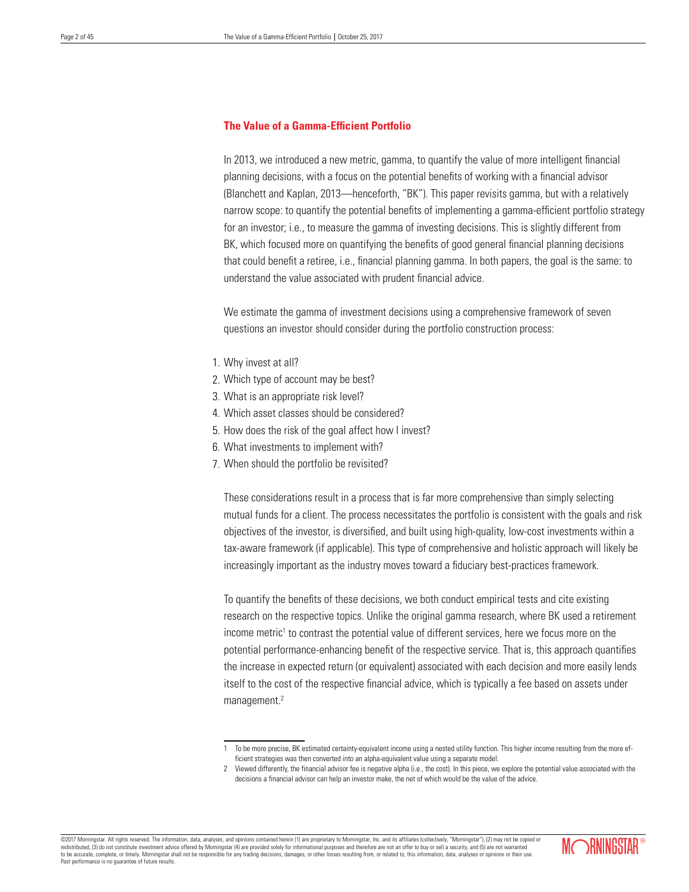## The Value of a Gamma-Efficient Portfolio

In 2013, we introduced a new metric, gamma, to quantify the value of more intelligent financial planning decisions, with a focus on the potential benefits of working with a financial advisor (Blanchett and Kaplan, 2013—henceforth, "BK"). This paper revisits gamma, but with a relatively narrow scope: to quantify the potential benefits of implementing a gamma-efficient portfolio strategy for an investor; i.e., to measure the gamma of investing decisions. This is slightly different from BK, which focused more on quantifying the benefits of good general financial planning decisions that could benefit a retiree, i.e., financial planning gamma. In both papers, the goal is the same: to understand the value associated with prudent financial advice.

We estimate the gamma of investment decisions using a comprehensive framework of seven questions an investor should consider during the portfolio construction process:

1. Why invest at all?
2. Which type of account may be best?
3. What is an appropriate risk level?
4. Which asset classes should be considered?
5. How does the risk of the goal affect how I invest?
6. What investments to implement with?
7. When should the portfolio be revisited?

These considerations result in a process that is far more comprehensive than simply selecting mutual funds for a client. The process necessitates the portfolio is consistent with the goals and risk objectives of the investor, is diversified, and built using high-quality, low-cost investments within a tax-aware framework (if applicable). This type of comprehensive and holistic approach will likely be increasingly important as the industry moves toward a fiduciary best-practices framework.

To quantify the benefits of these decisions, we both conduct empirical tests and cite existing research on the respective topics. Unlike the original gamma research, where BK used a retirement income metric[1] to contrast the potential value of different services, here we focus more on the potential performance-enhancing benefit of the respective service. That is, this approach quantifies the increase in expected return (or equivalent) associated with each decision and more easily lends itself to the cost of the respective financial advice, which is typically a fee based on assets under management.[2]

---

1 To be more precise, BK estimated certainty-equivalent income using a nested utility function. This higher income resulting from the more efficient strategies was then converted into an alpha-equivalent value using a separate model.

2 Viewed differently, the financial advisor fee is negative alpha (i.e., the cost). In this piece, we explore the potential value associated with the decisions a financial advisor can help an investor make, the net of which would be the value of the advice.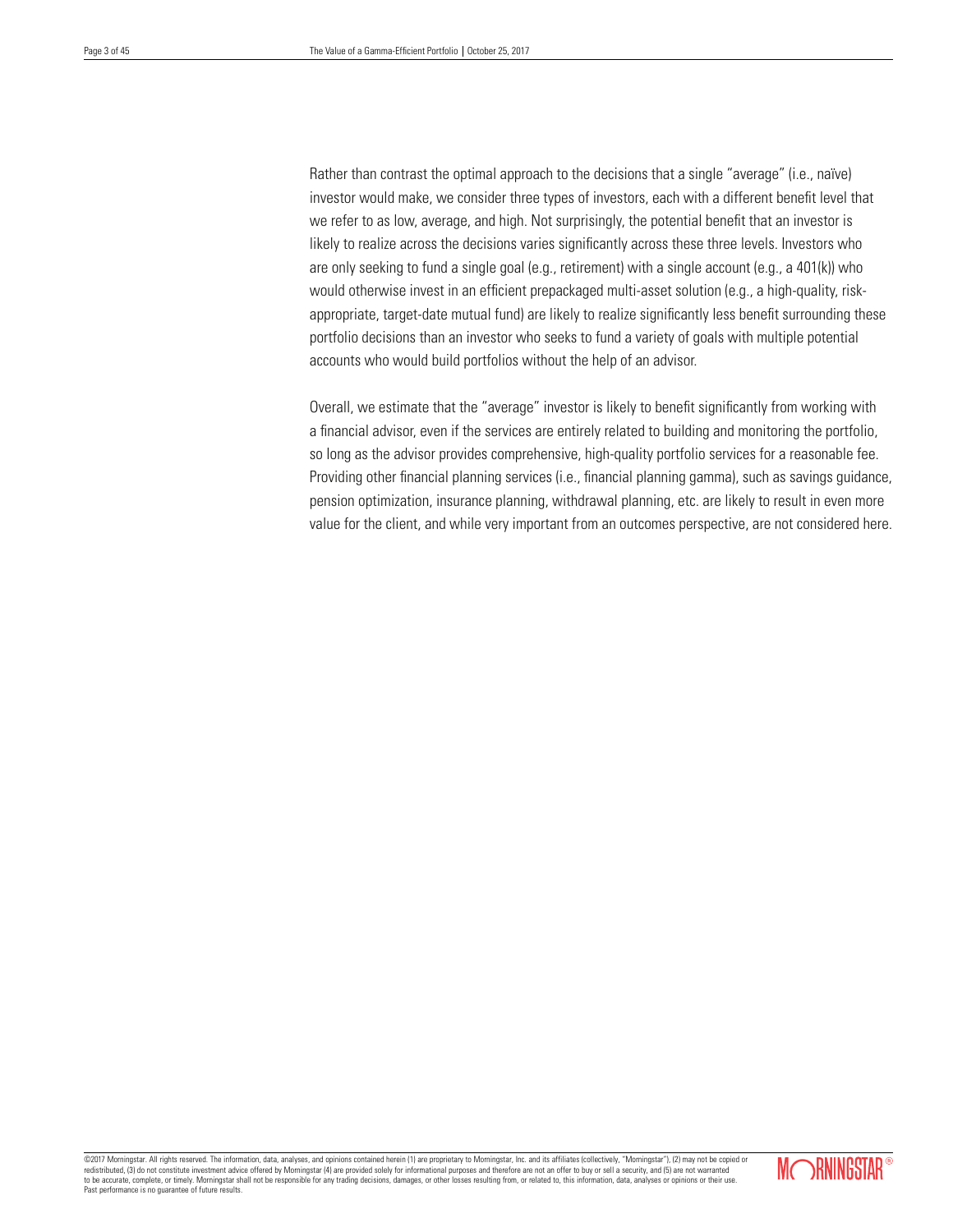Rather than contrast the optimal approach to the decisions that a single "average" (i.e., naïve) investor would make, we consider three types of investors, each with a different benefit level that we refer to as low, average, and high. Not surprisingly, the potential benefit that an investor is likely to realize across the decisions varies significantly across these three levels. Investors who are only seeking to fund a single goal (e.g., retirement) with a single account (e.g., a 401(k)) who would otherwise invest in an efficient prepackaged multi-asset solution (e.g., a high-quality, risk-appropriate, target-date mutual fund) are likely to realize significantly less benefit surrounding these portfolio decisions than an investor who seeks to fund a variety of goals with multiple potential accounts who would build portfolios without the help of an advisor.

Overall, we estimate that the "average" investor is likely to benefit significantly from working with a financial advisor, even if the services are entirely related to building and monitoring the portfolio, so long as the advisor provides comprehensive, high-quality portfolio services for a reasonable fee. Providing other financial planning services (i.e., financial planning gamma), such as savings guidance, pension optimization, insurance planning, withdrawal planning, etc. are likely to result in even more value for the client, and while very important from an outcomes perspective, are not considered here.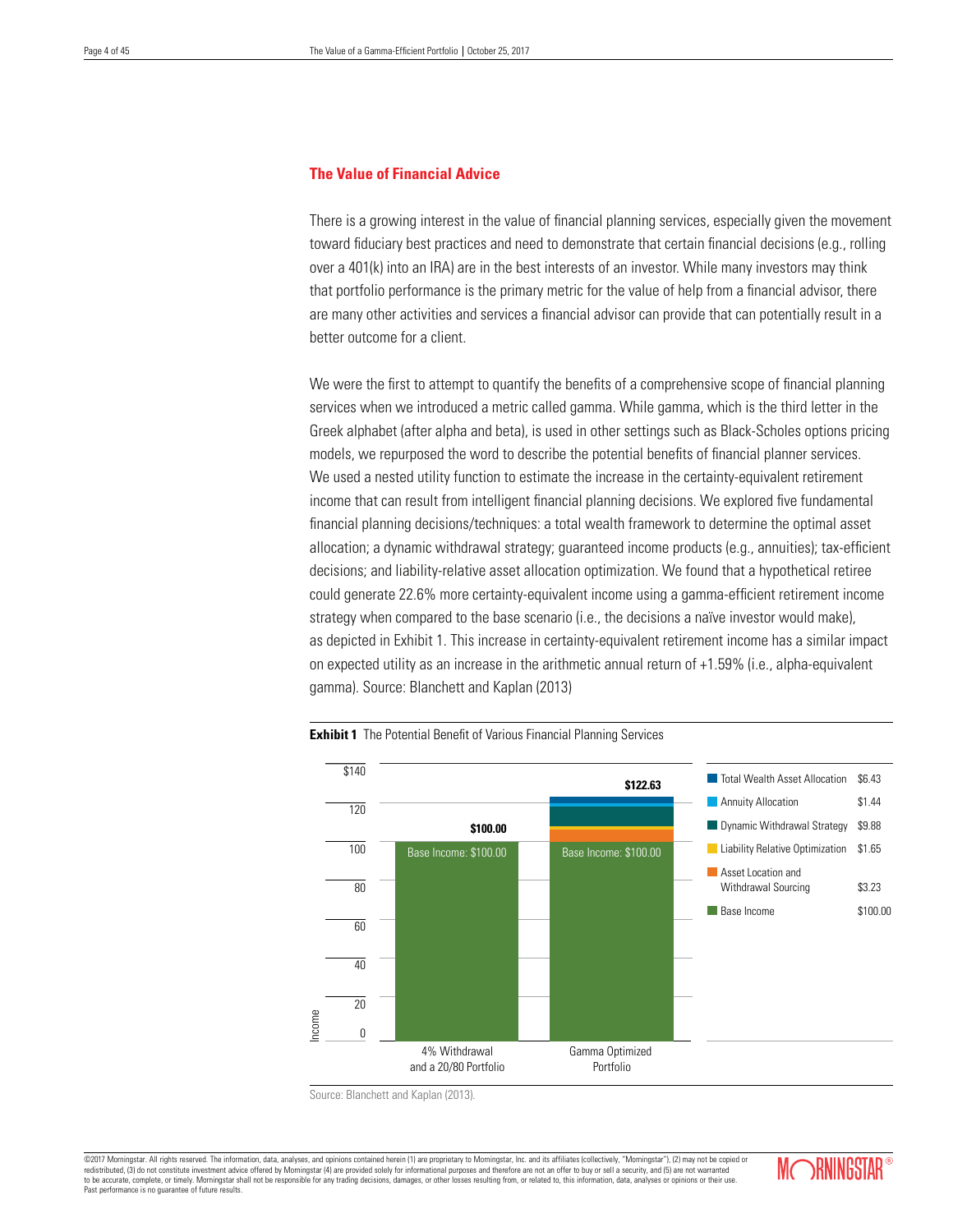## The Value of Financial Advice

There is a growing interest in the value of financial planning services, especially given the movement toward fiduciary best practices and need to demonstrate that certain financial decisions (e.g., rolling over a 401(k) into an IRA) are in the best interests of an investor. While many investors may think that portfolio performance is the primary metric for the value of help from a financial advisor, there are many other activities and services a financial advisor can provide that can potentially result in a better outcome for a client.

We were the first to attempt to quantify the benefits of a comprehensive scope of financial planning services when we introduced a metric called gamma. While gamma, which is the third letter in the Greek alphabet (after alpha and beta), is used in other settings such as Black-Scholes options pricing models, we repurposed the word to describe the potential benefits of financial planner services. We used a nested utility function to estimate the increase in the certainty-equivalent retirement income that can result from intelligent financial planning decisions. We explored five fundamental financial planning decisions/techniques: a total wealth framework to determine the optimal asset allocation; a dynamic withdrawal strategy; guaranteed income products (e.g., annuities); tax-efficient decisions; and liability-relative asset allocation optimization. We found that a hypothetical retiree could generate 22.6% more certainty-equivalent income using a gamma-efficient retirement income strategy when compared to the base scenario (i.e., the decisions a naïve investor would make), as depicted in Exhibit 1. This increase in certainty-equivalent retirement income has a similar impact on expected utility as an increase in the arithmetic annual return of +1.59% (i.e., alpha-equivalent gamma). Source: Blanchett and Kaplan (2013)

**Exhibit 1** The Potential Benefit of Various Financial Planning Services

| Component | Value |
|---|---|
| Total Wealth Asset Allocation | $6.43 |
| Annuity Allocation | $1.44 |
| Dynamic Withdrawal Strategy | $9.88 |
| Liability Relative Optimization | $1.65 |
| Asset Location and Withdrawal Sourcing | $3.23 |
| Base Income | $100.00 |

| Income | 4% Withdrawal and a 20/80 Portfolio | Gamma Optimized Portfolio |
|---|---|---|
| Base Income | $100.00 | $100.00 |
| Total | $100.00 | $122.63 |

Source: Blanchett and Kaplan (2013).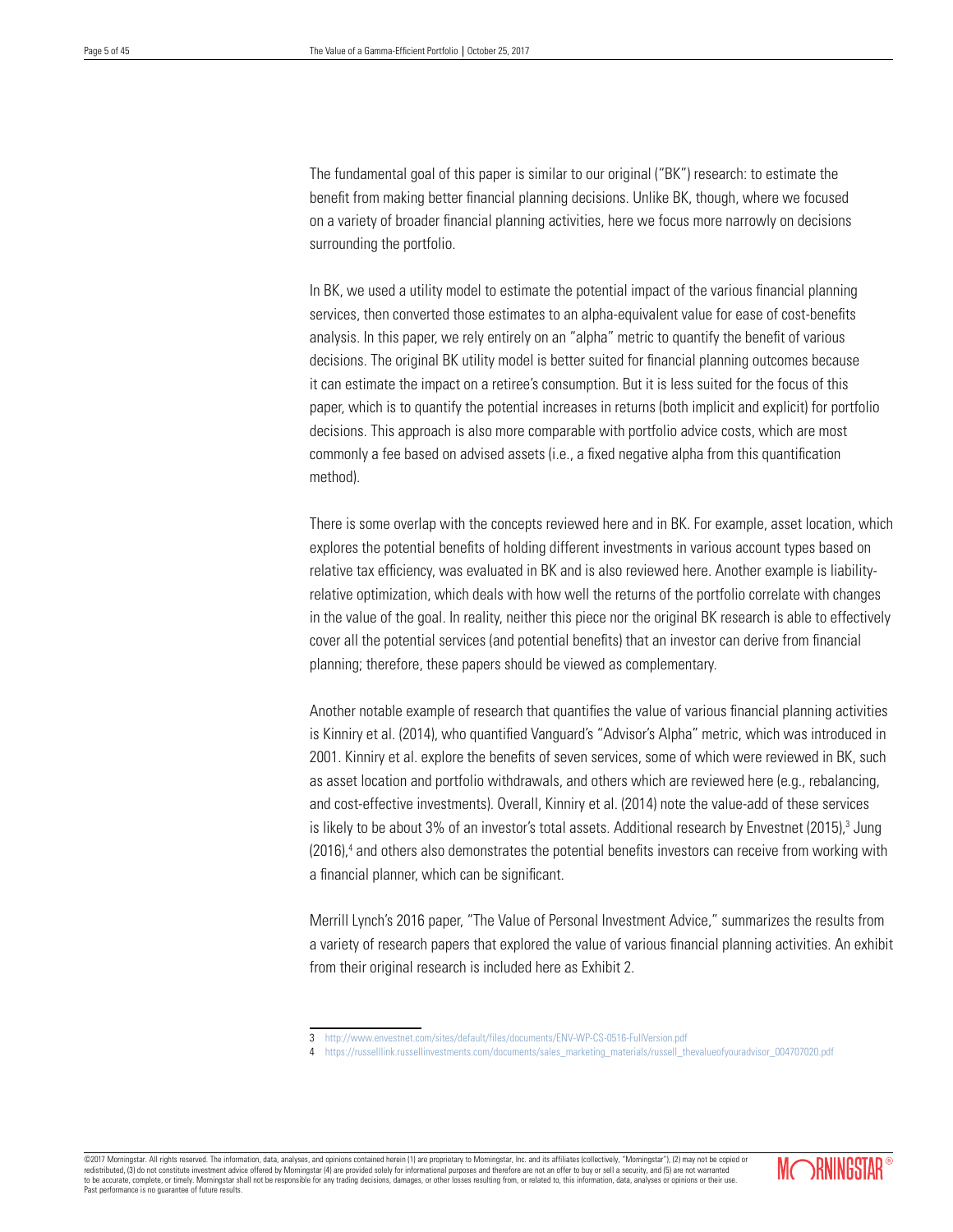The fundamental goal of this paper is similar to our original ("BK") research: to estimate the benefit from making better financial planning decisions. Unlike BK, though, where we focused on a variety of broader financial planning activities, here we focus more narrowly on decisions surrounding the portfolio.

In BK, we used a utility model to estimate the potential impact of the various financial planning services, then converted those estimates to an alpha-equivalent value for ease of cost-benefits analysis. In this paper, we rely entirely on an "alpha" metric to quantify the benefit of various decisions. The original BK utility model is better suited for financial planning outcomes because it can estimate the impact on a retiree's consumption. But it is less suited for the focus of this paper, which is to quantify the potential increases in returns (both implicit and explicit) for portfolio decisions. This approach is also more comparable with portfolio advice costs, which are most commonly a fee based on advised assets (i.e., a fixed negative alpha from this quantification method).

There is some overlap with the concepts reviewed here and in BK. For example, asset location, which explores the potential benefits of holding different investments in various account types based on relative tax efficiency, was evaluated in BK and is also reviewed here. Another example is liability-relative optimization, which deals with how well the returns of the portfolio correlate with changes in the value of the goal. In reality, neither this piece nor the original BK research is able to effectively cover all the potential services (and potential benefits) that an investor can derive from financial planning; therefore, these papers should be viewed as complementary.

Another notable example of research that quantifies the value of various financial planning activities is Kinniry et al. (2014), who quantified Vanguard's "Advisor's Alpha" metric, which was introduced in 2001. Kinniry et al. explore the benefits of seven services, some of which were reviewed in BK, such as asset location and portfolio withdrawals, and others which are reviewed here (e.g., rebalancing, and cost-effective investments). Overall, Kinniry et al. (2014) note the value-add of these services is likely to be about 3% of an investor's total assets. Additional research by Envestnet (2015),[3] Jung (2016),[4] and others also demonstrates the potential benefits investors can receive from working with a financial planner, which can be significant.

Merrill Lynch's 2016 paper, "The Value of Personal Investment Advice," summarizes the results from a variety of research papers that explored the value of various financial planning activities. An exhibit from their original research is included here as Exhibit 2.

---

3 http://www.envestnet.com/sites/default/files/documents/ENV-WP-CS-0516-FullVersion.pdf

4 https://russelllink.russellinvestments.com/documents/sales_marketing_materials/russell_thevalueofyouradvisor_004707020.pdf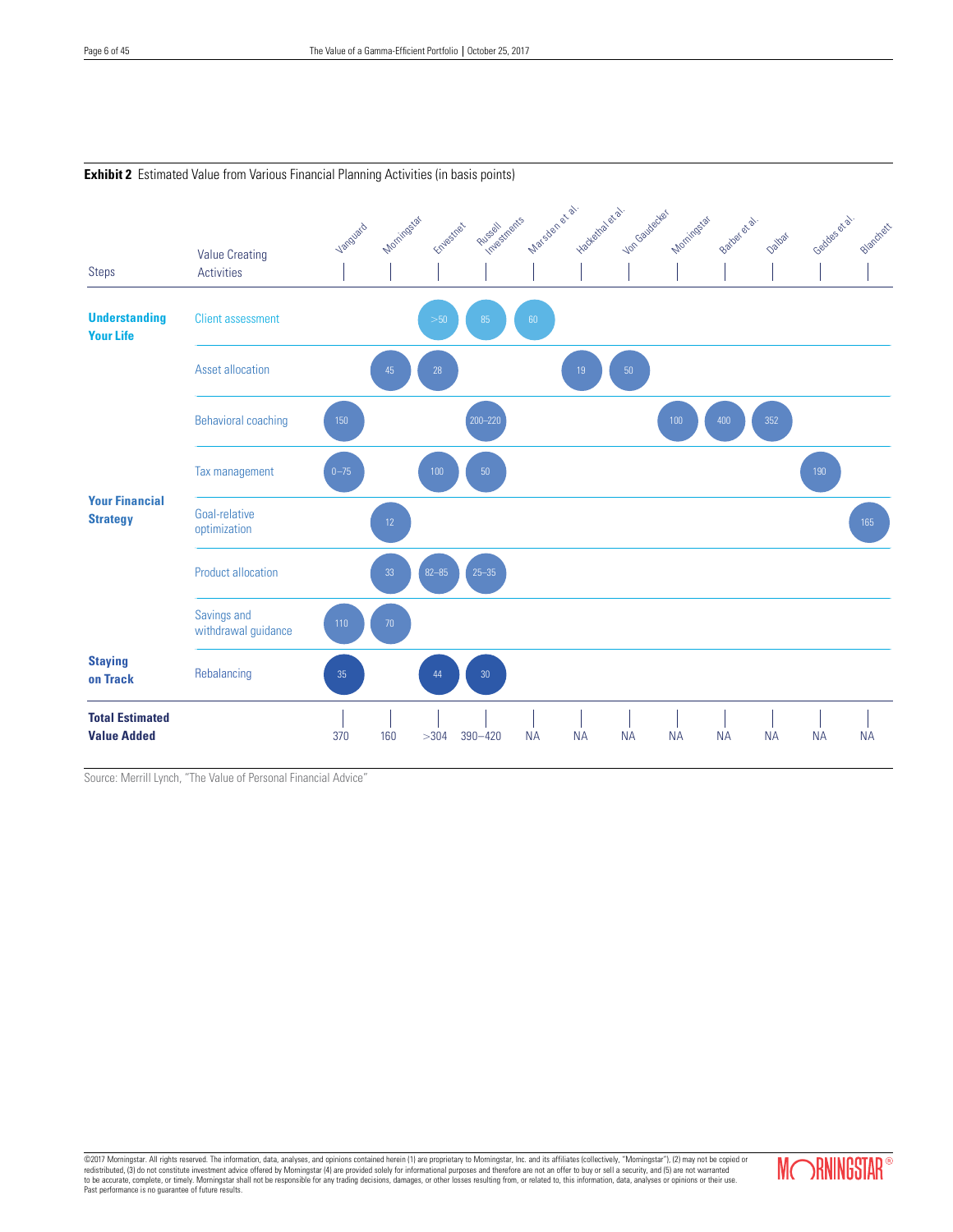**Exhibit 2** Estimated Value from Various Financial Planning Activities (in basis points)

| Steps | Value Creating Activities | Vanguard | Morningstar | Envestnet | Russell Investments | Marsden et al. | Hackethal et al. | Von Gaudecker | Morningstar | Barber et al. | Dalbar | Geddes et al. | Blanchett |
|---|---|---|---|---|---|---|---|---|---|---|---|---|---|
| **Understanding Your Life** | Client assessment | | | >50 | 85 | 60 | | | | | | | |
| | Asset allocation | | 45 | 28 | | | 19 | 50 | | | | | |
| | Behavioral coaching | 150 | | | 200–220 | | | | 100 | 400 | 352 | | |
| **Your Financial Strategy** | Tax management | 0–75 | | 100 | 50 | | | | | | | 190 | |
| | Goal-relative optimization | | 12 | | | | | | | | | | 165 |
| | Product allocation | | 33 | 82–85 | 25–35 | | | | | | | | |
| | Savings and withdrawal guidance | 110 | 70 | | | | | | | | | | |
| **Staying on Track** | Rebalancing | 35 | | 44 | 30 | | | | | | | | |
| **Total Estimated Value Added** | | 370 | 160 | >304 | 390–420 | NA | NA | NA | NA | NA | NA | NA | NA |

Source: Merrill Lynch, "The Value of Personal Financial Advice"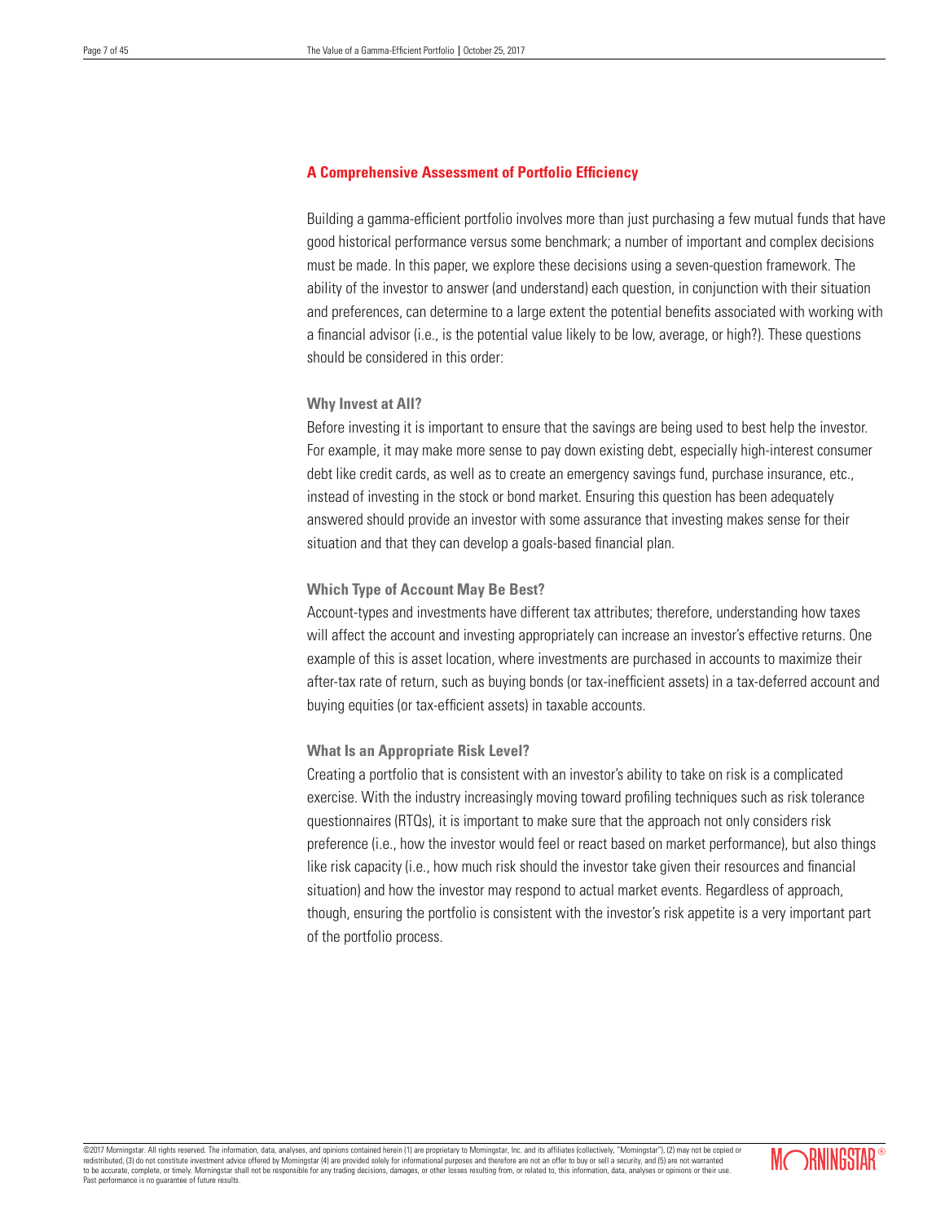## A Comprehensive Assessment of Portfolio Efficiency

Building a gamma-efficient portfolio involves more than just purchasing a few mutual funds that have good historical performance versus some benchmark; a number of important and complex decisions must be made. In this paper, we explore these decisions using a seven-question framework. The ability of the investor to answer (and understand) each question, in conjunction with their situation and preferences, can determine to a large extent the potential benefits associated with working with a financial advisor (i.e., is the potential value likely to be low, average, or high?). These questions should be considered in this order:

### Why Invest at All?

Before investing it is important to ensure that the savings are being used to best help the investor. For example, it may make more sense to pay down existing debt, especially high-interest consumer debt like credit cards, as well as to create an emergency savings fund, purchase insurance, etc., instead of investing in the stock or bond market. Ensuring this question has been adequately answered should provide an investor with some assurance that investing makes sense for their situation and that they can develop a goals-based financial plan.

### Which Type of Account May Be Best?

Account-types and investments have different tax attributes; therefore, understanding how taxes will affect the account and investing appropriately can increase an investor's effective returns. One example of this is asset location, where investments are purchased in accounts to maximize their after-tax rate of return, such as buying bonds (or tax-inefficient assets) in a tax-deferred account and buying equities (or tax-efficient assets) in taxable accounts.

### What Is an Appropriate Risk Level?

Creating a portfolio that is consistent with an investor's ability to take on risk is a complicated exercise. With the industry increasingly moving toward profiling techniques such as risk tolerance questionnaires (RTQs), it is important to make sure that the approach not only considers risk preference (i.e., how the investor would feel or react based on market performance), but also things like risk capacity (i.e., how much risk should the investor take given their resources and financial situation) and how the investor may respond to actual market events. Regardless of approach, though, ensuring the portfolio is consistent with the investor's risk appetite is a very important part of the portfolio process.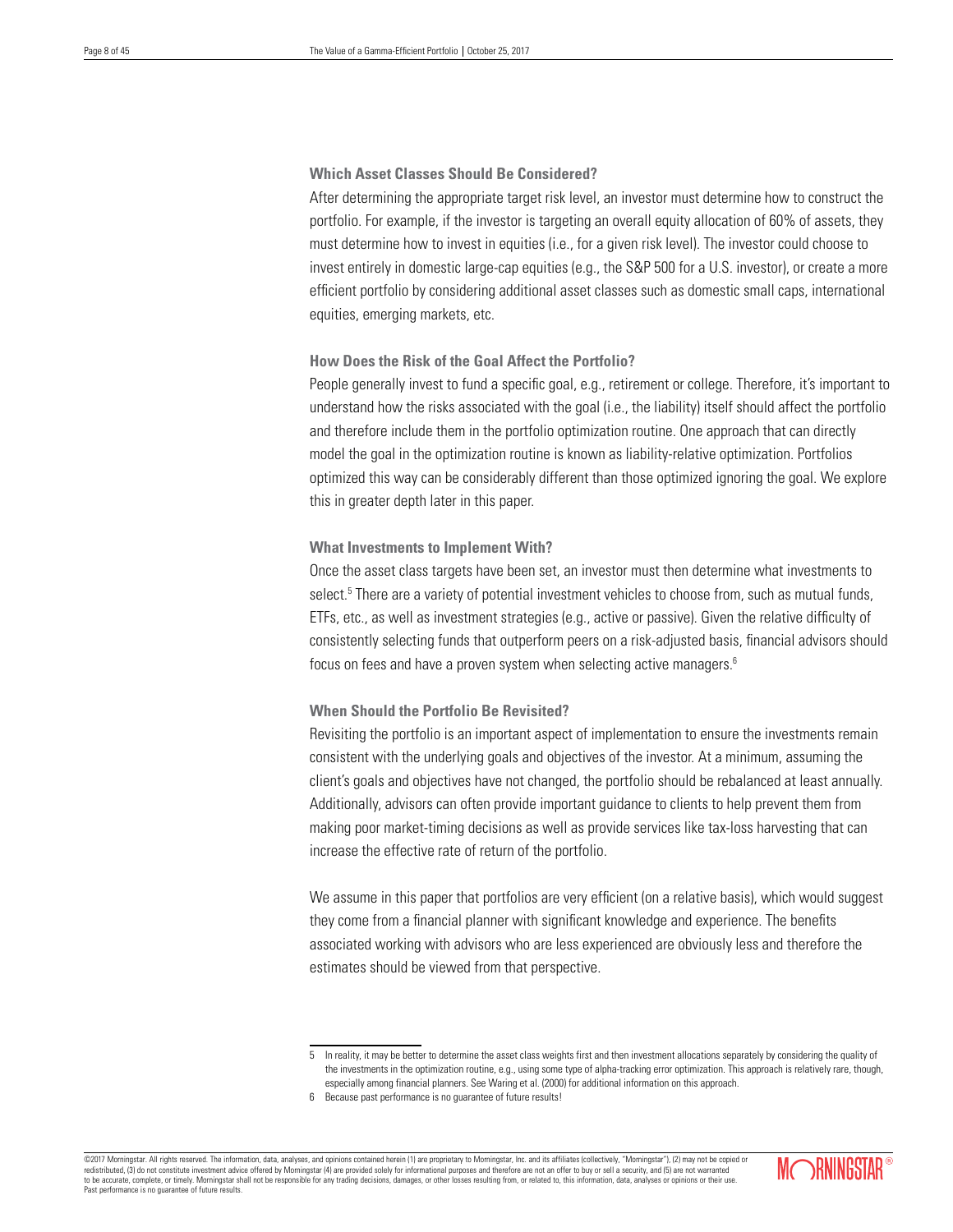### Which Asset Classes Should Be Considered?

After determining the appropriate target risk level, an investor must determine how to construct the portfolio. For example, if the investor is targeting an overall equity allocation of 60% of assets, they must determine how to invest in equities (i.e., for a given risk level). The investor could choose to invest entirely in domestic large-cap equities (e.g., the S&P 500 for a U.S. investor), or create a more efficient portfolio by considering additional asset classes such as domestic small caps, international equities, emerging markets, etc.

### How Does the Risk of the Goal Affect the Portfolio?

People generally invest to fund a specific goal, e.g., retirement or college. Therefore, it's important to understand how the risks associated with the goal (i.e., the liability) itself should affect the portfolio and therefore include them in the portfolio optimization routine. One approach that can directly model the goal in the optimization routine is known as liability-relative optimization. Portfolios optimized this way can be considerably different than those optimized ignoring the goal. We explore this in greater depth later in this paper.

### What Investments to Implement With?

Once the asset class targets have been set, an investor must then determine what investments to select.[5] There are a variety of potential investment vehicles to choose from, such as mutual funds, ETFs, etc., as well as investment strategies (e.g., active or passive). Given the relative difficulty of consistently selecting funds that outperform peers on a risk-adjusted basis, financial advisors should focus on fees and have a proven system when selecting active managers.[6]

### When Should the Portfolio Be Revisited?

Revisiting the portfolio is an important aspect of implementation to ensure the investments remain consistent with the underlying goals and objectives of the investor. At a minimum, assuming the client's goals and objectives have not changed, the portfolio should be rebalanced at least annually. Additionally, advisors can often provide important guidance to clients to help prevent them from making poor market-timing decisions as well as provide services like tax-loss harvesting that can increase the effective rate of return of the portfolio.

We assume in this paper that portfolios are very efficient (on a relative basis), which would suggest they come from a financial planner with significant knowledge and experience. The benefits associated working with advisors who are less experienced are obviously less and therefore the estimates should be viewed from that perspective.

---

5 In reality, it may be better to determine the asset class weights first and then investment allocations separately by considering the quality of the investments in the optimization routine, e.g., using some type of alpha-tracking error optimization. This approach is relatively rare, though, especially among financial planners. See Waring et al. (2000) for additional information on this approach.

6 Because past performance is no guarantee of future results!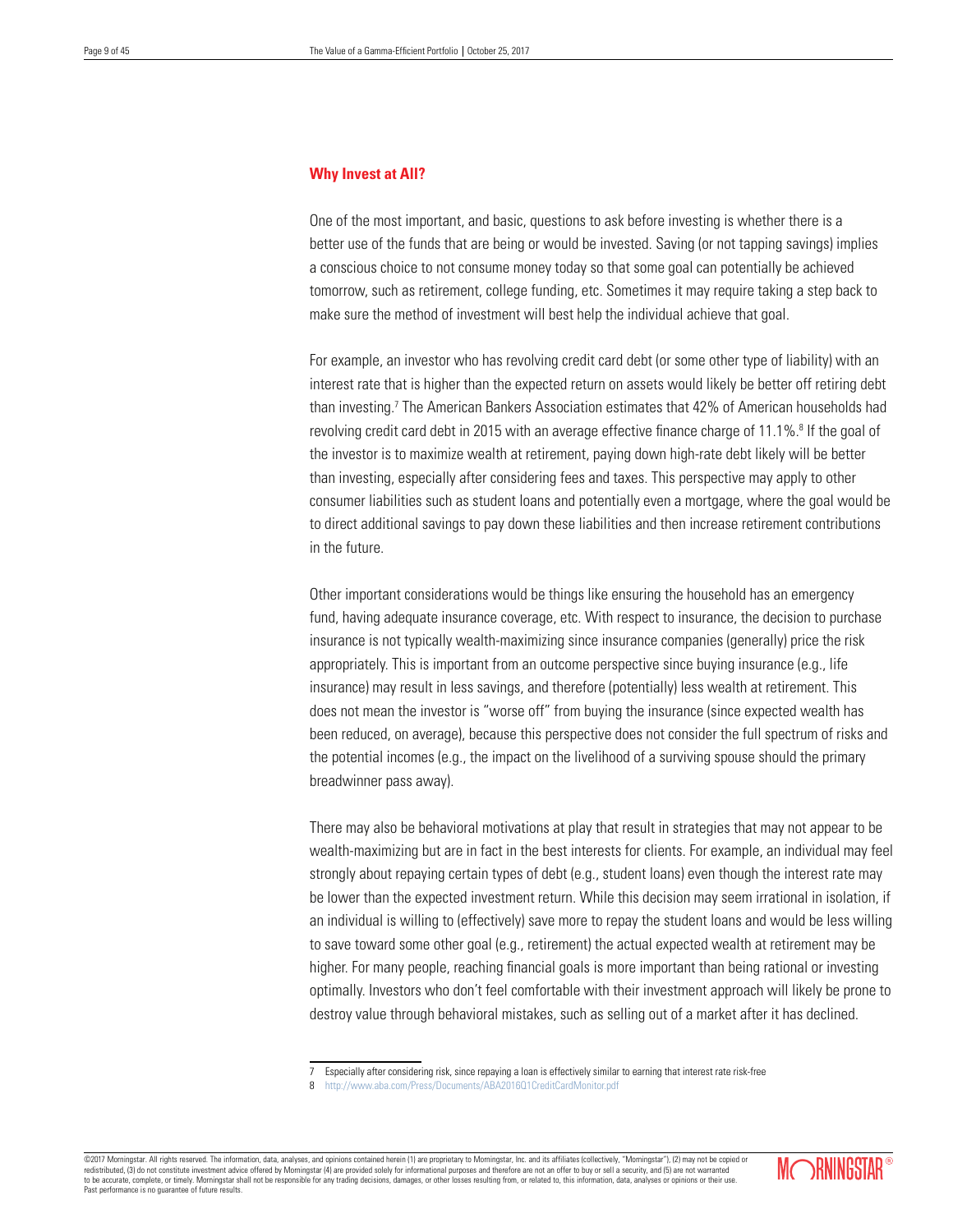### Why Invest at All?

One of the most important, and basic, questions to ask before investing is whether there is a better use of the funds that are being or would be invested. Saving (or not tapping savings) implies a conscious choice to not consume money today so that some goal can potentially be achieved tomorrow, such as retirement, college funding, etc. Sometimes it may require taking a step back to make sure the method of investment will best help the individual achieve that goal.

For example, an investor who has revolving credit card debt (or some other type of liability) with an interest rate that is higher than the expected return on assets would likely be better off retiring debt than investing.[7] The American Bankers Association estimates that 42% of American households had revolving credit card debt in 2015 with an average effective finance charge of 11.1%.[8] If the goal of the investor is to maximize wealth at retirement, paying down high-rate debt likely will be better than investing, especially after considering fees and taxes. This perspective may apply to other consumer liabilities such as student loans and potentially even a mortgage, where the goal would be to direct additional savings to pay down these liabilities and then increase retirement contributions in the future.

Other important considerations would be things like ensuring the household has an emergency fund, having adequate insurance coverage, etc. With respect to insurance, the decision to purchase insurance is not typically wealth-maximizing since insurance companies (generally) price the risk appropriately. This is important from an outcome perspective since buying insurance (e.g., life insurance) may result in less savings, and therefore (potentially) less wealth at retirement. This does not mean the investor is "worse off" from buying the insurance (since expected wealth has been reduced, on average), because this perspective does not consider the full spectrum of risks and the potential incomes (e.g., the impact on the livelihood of a surviving spouse should the primary breadwinner pass away).

There may also be behavioral motivations at play that result in strategies that may not appear to be wealth-maximizing but are in fact in the best interests for clients. For example, an individual may feel strongly about repaying certain types of debt (e.g., student loans) even though the interest rate may be lower than the expected investment return. While this decision may seem irrational in isolation, if an individual is willing to (effectively) save more to repay the student loans and would be less willing to save toward some other goal (e.g., retirement) the actual expected wealth at retirement may be higher. For many people, reaching financial goals is more important than being rational or investing optimally. Investors who don't feel comfortable with their investment approach will likely be prone to destroy value through behavioral mistakes, such as selling out of a market after it has declined.

---

7 Especially after considering risk, since repaying a loan is effectively similar to earning that interest rate risk-free

8 http://www.aba.com/Press/Documents/ABA2016Q1CreditCardMonitor.pdf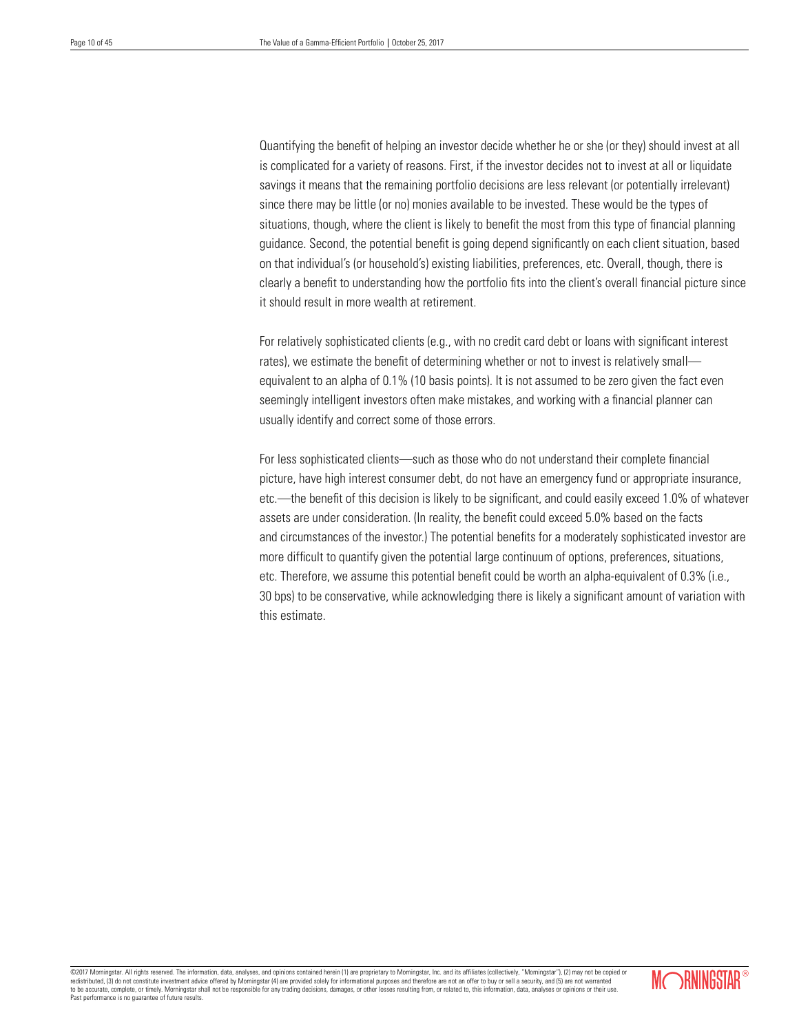Quantifying the benefit of helping an investor decide whether he or she (or they) should invest at all is complicated for a variety of reasons. First, if the investor decides not to invest at all or liquidate savings it means that the remaining portfolio decisions are less relevant (or potentially irrelevant) since there may be little (or no) monies available to be invested. These would be the types of situations, though, where the client is likely to benefit the most from this type of financial planning guidance. Second, the potential benefit is going depend significantly on each client situation, based on that individual's (or household's) existing liabilities, preferences, etc. Overall, though, there is clearly a benefit to understanding how the portfolio fits into the client's overall financial picture since it should result in more wealth at retirement.

For relatively sophisticated clients (e.g., with no credit card debt or loans with significant interest rates), we estimate the benefit of determining whether or not to invest is relatively small—equivalent to an alpha of 0.1% (10 basis points). It is not assumed to be zero given the fact even seemingly intelligent investors often make mistakes, and working with a financial planner can usually identify and correct some of those errors.

For less sophisticated clients—such as those who do not understand their complete financial picture, have high interest consumer debt, do not have an emergency fund or appropriate insurance, etc.—the benefit of this decision is likely to be significant, and could easily exceed 1.0% of whatever assets are under consideration. (In reality, the benefit could exceed 5.0% based on the facts and circumstances of the investor.) The potential benefits for a moderately sophisticated investor are more difficult to quantify given the potential large continuum of options, preferences, situations, etc. Therefore, we assume this potential benefit could be worth an alpha-equivalent of 0.3% (i.e., 30 bps) to be conservative, while acknowledging there is likely a significant amount of variation with this estimate.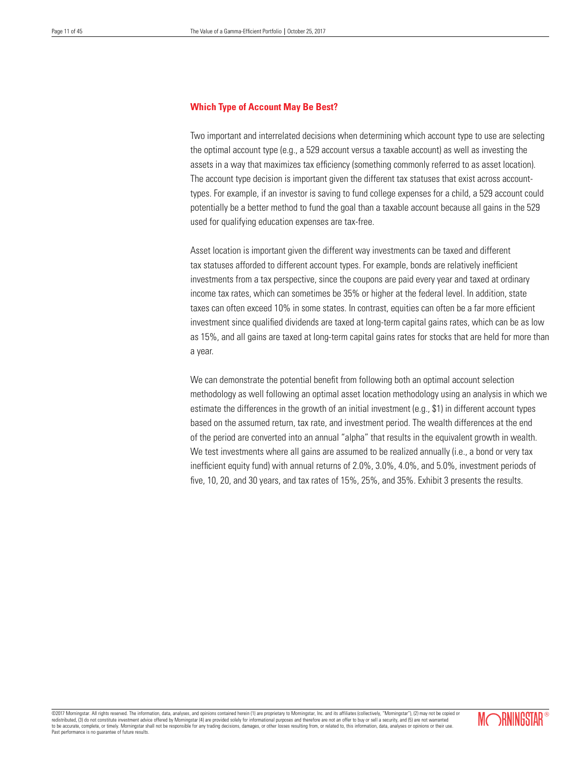### Which Type of Account May Be Best?

Two important and interrelated decisions when determining which account type to use are selecting the optimal account type (e.g., a 529 account versus a taxable account) as well as investing the assets in a way that maximizes tax efficiency (something commonly referred to as asset location). The account type decision is important given the different tax statuses that exist across account-types. For example, if an investor is saving to fund college expenses for a child, a 529 account could potentially be a better method to fund the goal than a taxable account because all gains in the 529 used for qualifying education expenses are tax-free.

Asset location is important given the different way investments can be taxed and different tax statuses afforded to different account types. For example, bonds are relatively inefficient investments from a tax perspective, since the coupons are paid every year and taxed at ordinary income tax rates, which can sometimes be 35% or higher at the federal level. In addition, state taxes can often exceed 10% in some states. In contrast, equities can often be a far more efficient investment since qualified dividends are taxed at long-term capital gains rates, which can be as low as 15%, and all gains are taxed at long-term capital gains rates for stocks that are held for more than a year.

We can demonstrate the potential benefit from following both an optimal account selection methodology as well following an optimal asset location methodology using an analysis in which we estimate the differences in the growth of an initial investment (e.g., $1) in different account types based on the assumed return, tax rate, and investment period. The wealth differences at the end of the period are converted into an annual "alpha" that results in the equivalent growth in wealth. We test investments where all gains are assumed to be realized annually (i.e., a bond or very tax inefficient equity fund) with annual returns of 2.0%, 3.0%, 4.0%, and 5.0%, investment periods of five, 10, 20, and 30 years, and tax rates of 15%, 25%, and 35%. Exhibit 3 presents the results.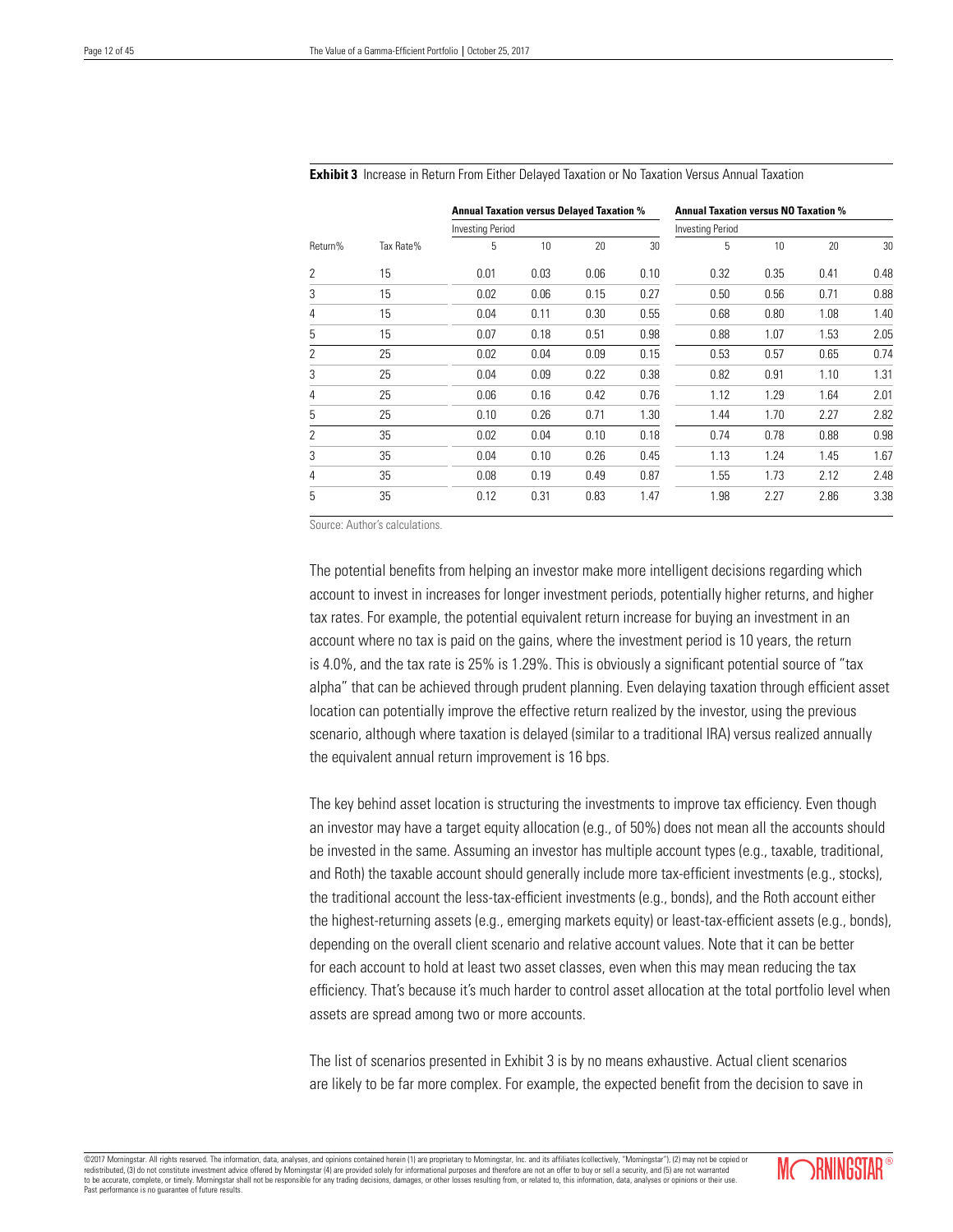**Exhibit 3** Increase in Return From Either Delayed Taxation or No Taxation Versus Annual Taxation

| | | Annual Taxation versus Delayed Taxation % | | | | Annual Taxation versus NO Taxation % | | | |
|---|---|---|---|---|---|---|---|---|---|
| | | Investing Period | | | | Investing Period | | | |
| Return% | Tax Rate% | 5 | 10 | 20 | 30 | 5 | 10 | 20 | 30 |
| 2 | 15 | 0.01 | 0.03 | 0.06 | 0.10 | 0.32 | 0.35 | 0.41 | 0.48 |
| 3 | 15 | 0.02 | 0.06 | 0.15 | 0.27 | 0.50 | 0.56 | 0.71 | 0.88 |
| 4 | 15 | 0.04 | 0.11 | 0.30 | 0.55 | 0.68 | 0.80 | 1.08 | 1.40 |
| 5 | 15 | 0.07 | 0.18 | 0.51 | 0.98 | 0.88 | 1.07 | 1.53 | 2.05 |
| 2 | 25 | 0.02 | 0.04 | 0.09 | 0.15 | 0.53 | 0.57 | 0.65 | 0.74 |
| 3 | 25 | 0.04 | 0.09 | 0.22 | 0.38 | 0.82 | 0.91 | 1.10 | 1.31 |
| 4 | 25 | 0.06 | 0.16 | 0.42 | 0.76 | 1.12 | 1.29 | 1.64 | 2.01 |
| 5 | 25 | 0.10 | 0.26 | 0.71 | 1.30 | 1.44 | 1.70 | 2.27 | 2.82 |
| 2 | 35 | 0.02 | 0.04 | 0.10 | 0.18 | 0.74 | 0.78 | 0.88 | 0.98 |
| 3 | 35 | 0.04 | 0.10 | 0.26 | 0.45 | 1.13 | 1.24 | 1.45 | 1.67 |
| 4 | 35 | 0.08 | 0.19 | 0.49 | 0.87 | 1.55 | 1.73 | 2.12 | 2.48 |
| 5 | 35 | 0.12 | 0.31 | 0.83 | 1.47 | 1.98 | 2.27 | 2.86 | 3.38 |

Source: Author's calculations.

The potential benefits from helping an investor make more intelligent decisions regarding which account to invest in increases for longer investment periods, potentially higher returns, and higher tax rates. For example, the potential equivalent return increase for buying an investment in an account where no tax is paid on the gains, where the investment period is 10 years, the return is 4.0%, and the tax rate is 25% is 1.29%. This is obviously a significant potential source of "tax alpha" that can be achieved through prudent planning. Even delaying taxation through efficient asset location can potentially improve the effective return realized by the investor, using the previous scenario, although where taxation is delayed (similar to a traditional IRA) versus realized annually the equivalent annual return improvement is 16 bps.

The key behind asset location is structuring the investments to improve tax efficiency. Even though an investor may have a target equity allocation (e.g., of 50%) does not mean all the accounts should be invested in the same. Assuming an investor has multiple account types (e.g., taxable, traditional, and Roth) the taxable account should generally include more tax-efficient investments (e.g., stocks), the traditional account the less-tax-efficient investments (e.g., bonds), and the Roth account either the highest-returning assets (e.g., emerging markets equity) or least-tax-efficient assets (e.g., bonds), depending on the overall client scenario and relative account values. Note that it can be better for each account to hold at least two asset classes, even when this may mean reducing the tax efficiency. That's because it's much harder to control asset allocation at the total portfolio level when assets are spread among two or more accounts.

The list of scenarios presented in Exhibit 3 is by no means exhaustive. Actual client scenarios are likely to be far more complex. For example, the expected benefit from the decision to save in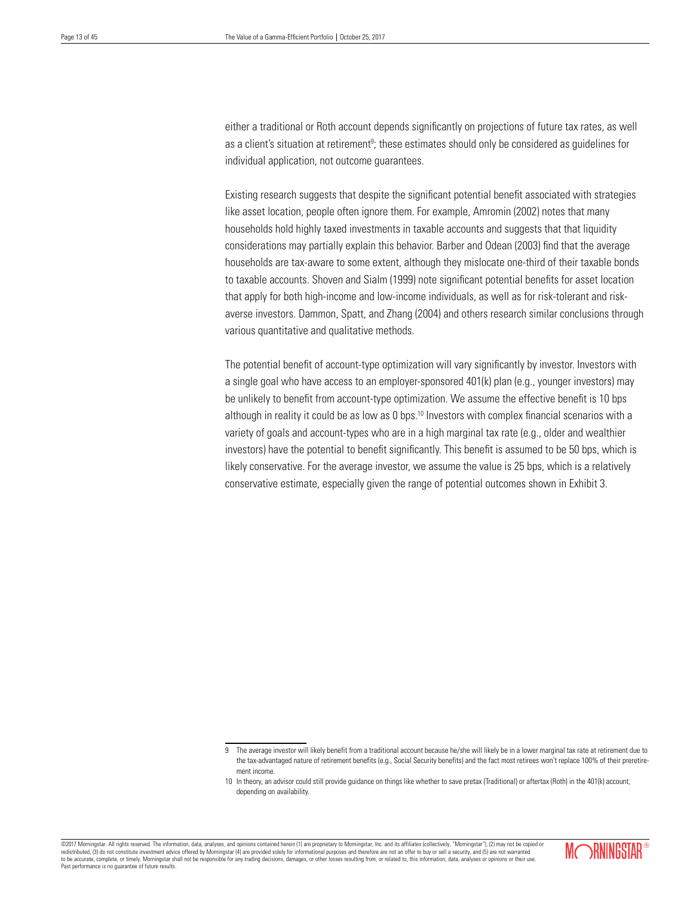either a traditional or Roth account depends significantly on projections of future tax rates, as well as a client's situation at retirement[9]; these estimates should only be considered as guidelines for individual application, not outcome guarantees.

Existing research suggests that despite the significant potential benefit associated with strategies like asset location, people often ignore them. For example, Amromin (2002) notes that many households hold highly taxed investments in taxable accounts and suggests that that liquidity considerations may partially explain this behavior. Barber and Odean (2003) find that the average households are tax-aware to some extent, although they mislocate one-third of their taxable bonds to taxable accounts. Shoven and Sialm (1999) note significant potential benefits for asset location that apply for both high-income and low-income individuals, as well as for risk-tolerant and risk-averse investors. Dammon, Spatt, and Zhang (2004) and others research similar conclusions through various quantitative and qualitative methods.

The potential benefit of account-type optimization will vary significantly by investor. Investors with a single goal who have access to an employer-sponsored 401(k) plan (e.g., younger investors) may be unlikely to benefit from account-type optimization. We assume the effective benefit is 10 bps although in reality it could be as low as 0 bps.[10] Investors with complex financial scenarios with a variety of goals and account-types who are in a high marginal tax rate (e.g., older and wealthier investors) have the potential to benefit significantly. This benefit is assumed to be 50 bps, which is likely conservative. For the average investor, we assume the value is 25 bps, which is a relatively conservative estimate, especially given the range of potential outcomes shown in Exhibit 3.

---

9 The average investor will likely benefit from a traditional account because he/she will likely be in a lower marginal tax rate at retirement due to the tax-advantaged nature of retirement benefits (e.g., Social Security benefits) and the fact most retirees won't replace 100% of their preretirement income.

10 In theory, an advisor could still provide guidance on things like whether to save pretax (Traditional) or aftertax (Roth) in the 401(k) account, depending on availability.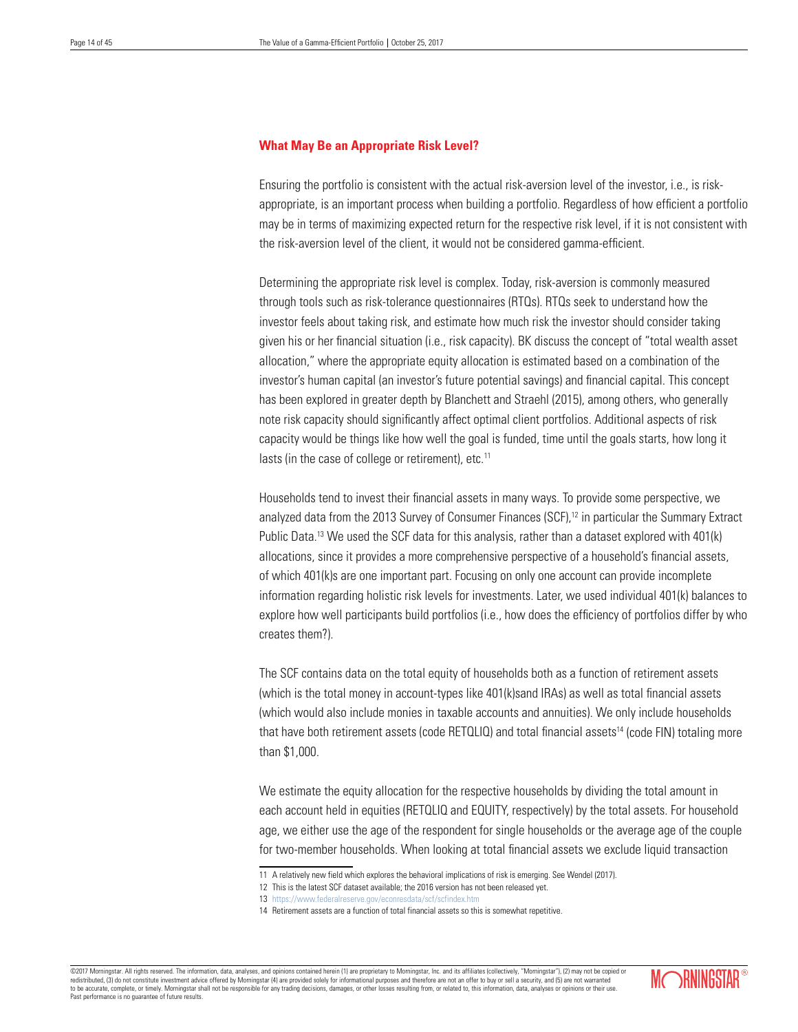## What May Be an Appropriate Risk Level?

Ensuring the portfolio is consistent with the actual risk-aversion level of the investor, i.e., is risk-appropriate, is an important process when building a portfolio. Regardless of how efficient a portfolio may be in terms of maximizing expected return for the respective risk level, if it is not consistent with the risk-aversion level of the client, it would not be considered gamma-efficient.

Determining the appropriate risk level is complex. Today, risk-aversion is commonly measured through tools such as risk-tolerance questionnaires (RTQs). RTQs seek to understand how the investor feels about taking risk, and estimate how much risk the investor should consider taking given his or her financial situation (i.e., risk capacity). BK discuss the concept of "total wealth asset allocation," where the appropriate equity allocation is estimated based on a combination of the investor's human capital (an investor's future potential savings) and financial capital. This concept has been explored in greater depth by Blanchett and Straehl (2015), among others, who generally note risk capacity should significantly affect optimal client portfolios. Additional aspects of risk capacity would be things like how well the goal is funded, time until the goals starts, how long it lasts (in the case of college or retirement), etc.[11]

Households tend to invest their financial assets in many ways. To provide some perspective, we analyzed data from the 2013 Survey of Consumer Finances (SCF),[12] in particular the Summary Extract Public Data.[13] We used the SCF data for this analysis, rather than a dataset explored with 401(k) allocations, since it provides a more comprehensive perspective of a household's financial assets, of which 401(k)s are one important part. Focusing on only one account can provide incomplete information regarding holistic risk levels for investments. Later, we used individual 401(k) balances to explore how well participants build portfolios (i.e., how does the efficiency of portfolios differ by who creates them?).

The SCF contains data on the total equity of households both as a function of retirement assets (which is the total money in account-types like 401(k)sand IRAs) as well as total financial assets (which would also include monies in taxable accounts and annuities). We only include households that have both retirement assets (code RETQLIQ) and total financial assets[14] (code FIN) totaling more than $1,000.

We estimate the equity allocation for the respective households by dividing the total amount in each account held in equities (RETQLIQ and EQUITY, respectively) by the total assets. For household age, we either use the age of the respondent for single households or the average age of the couple for two-member households. When looking at total financial assets we exclude liquid transaction

11 A relatively new field which explores the behavioral implications of risk is emerging. See Wendel (2017).

12 This is the latest SCF dataset available; the 2016 version has not been released yet.

13 https://www.federalreserve.gov/econresdata/scf/scfindex.htm

14 Retirement assets are a function of total financial assets so this is somewhat repetitive.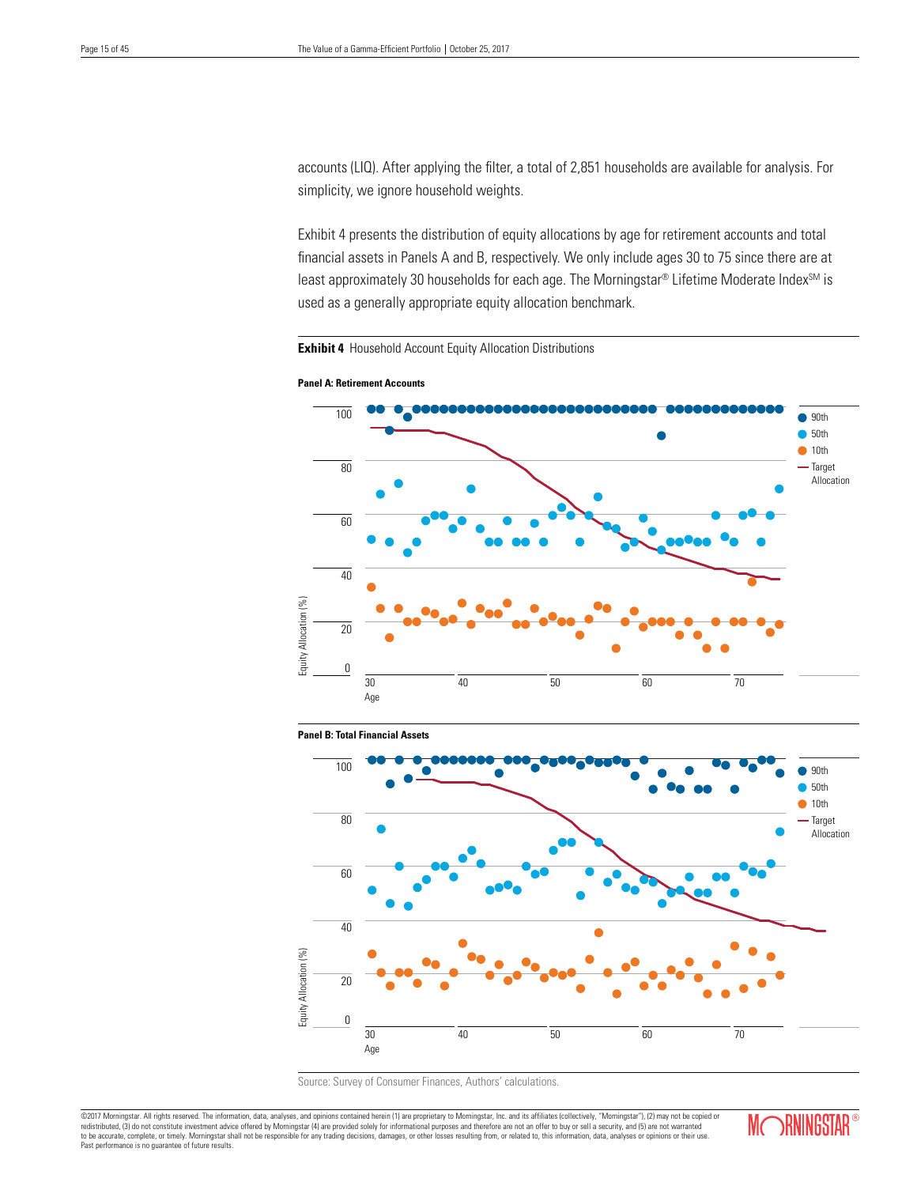accounts (LIQ). After applying the filter, a total of 2,851 households are available for analysis. For simplicity, we ignore household weights.

Exhibit 4 presents the distribution of equity allocations by age for retirement accounts and total financial assets in Panels A and B, respectively. We only include ages 30 to 75 since there are at least approximately 30 households for each age. The Morningstar® Lifetime Moderate Index[SM] is used as a generally appropriate equity allocation benchmark.

**Exhibit 4** Household Account Equity Allocation Distributions

**Panel A: Retirement Accounts**

**Panel B: Total Financial Assets**

Source: Survey of Consumer Finances, Authors' calculations.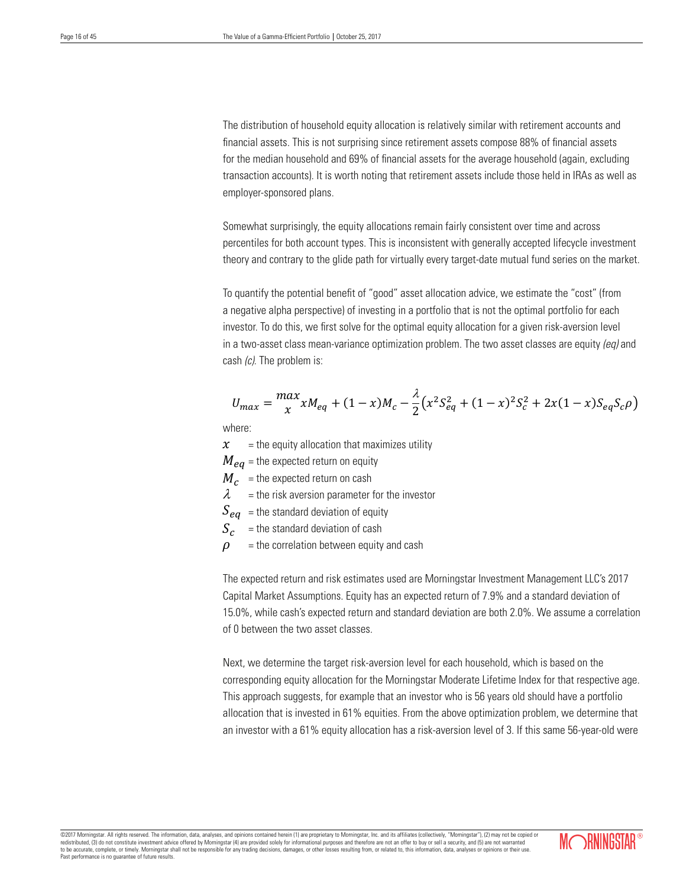The distribution of household equity allocation is relatively similar with retirement accounts and financial assets. This is not surprising since retirement assets compose 88% of financial assets for the median household and 69% of financial assets for the average household (again, excluding transaction accounts). It is worth noting that retirement assets include those held in IRAs as well as employer-sponsored plans.

Somewhat surprisingly, the equity allocations remain fairly consistent over time and across percentiles for both account types. This is inconsistent with generally accepted lifecycle investment theory and contrary to the glide path for virtually every target-date mutual fund series on the market.

To quantify the potential benefit of "good" asset allocation advice, we estimate the "cost" (from a negative alpha perspective) of investing in a portfolio that is not the optimal portfolio for each investor. To do this, we first solve for the optimal equity allocation for a given risk-aversion level in a two-asset class mean-variance optimization problem. The two asset classes are equity *(eq)* and cash *(c)*. The problem is:

$$U_{max} = \max_{x} xM_{eq} + (1-x)M_c - \frac{\lambda}{2}\left(x^2 S_{eq}^2 + (1-x)^2 S_c^2 + 2x(1-x)S_{eq}S_c\rho\right)$$

where:

- $x$ = the equity allocation that maximizes utility
- $M_{eq}$ = the expected return on equity
- $M_c$ = the expected return on cash
- $\lambda$ = the risk aversion parameter for the investor
- $S_{eq}$ = the standard deviation of equity
- $S_c$ = the standard deviation of cash
- $\rho$ = the correlation between equity and cash

The expected return and risk estimates used are Morningstar Investment Management LLC's 2017 Capital Market Assumptions. Equity has an expected return of 7.9% and a standard deviation of 15.0%, while cash's expected return and standard deviation are both 2.0%. We assume a correlation of 0 between the two asset classes.

Next, we determine the target risk-aversion level for each household, which is based on the corresponding equity allocation for the Morningstar Moderate Lifetime Index for that respective age. This approach suggests, for example that an investor who is 56 years old should have a portfolio allocation that is invested in 61% equities. From the above optimization problem, we determine that an investor with a 61% equity allocation has a risk-aversion level of 3. If this same 56-year-old were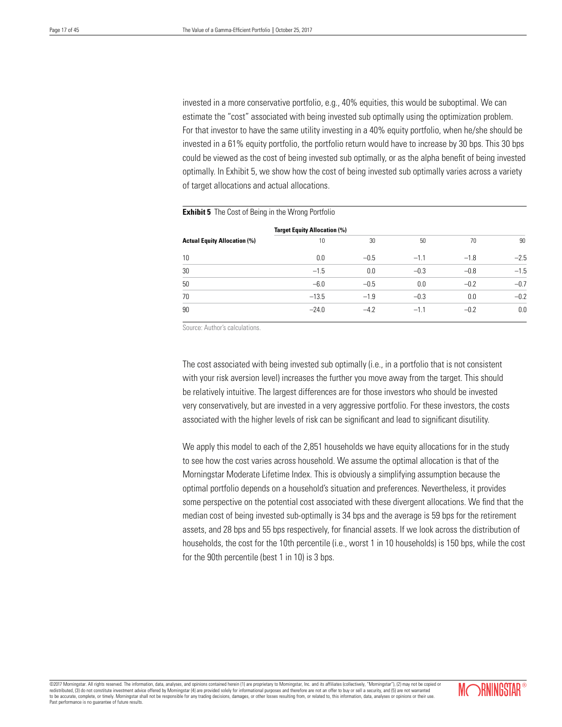invested in a more conservative portfolio, e.g., 40% equities, this would be suboptimal. We can estimate the "cost" associated with being invested sub optimally using the optimization problem. For that investor to have the same utility investing in a 40% equity portfolio, when he/she should be invested in a 61% equity portfolio, the portfolio return would have to increase by 30 bps. This 30 bps could be viewed as the cost of being invested sub optimally, or as the alpha benefit of being invested optimally. In Exhibit 5, we show how the cost of being invested sub optimally varies across a variety of target allocations and actual allocations.

**Exhibit 5** The Cost of Being in the Wrong Portfolio

| | **Target Equity Allocation (%)** | | | | |
|---|---|---|---|---|---|
| **Actual Equity Allocation (%)** | 10 | 30 | 50 | 70 | 90 |
| 10 | 0.0 | −0.5 | −1.1 | −1.8 | −2.5 |
| 30 | −1.5 | 0.0 | −0.3 | −0.8 | −1.5 |
| 50 | −6.0 | −0.5 | 0.0 | −0.2 | −0.7 |
| 70 | −13.5 | −1.9 | −0.3 | 0.0 | −0.2 |
| 90 | −24.0 | −4.2 | −1.1 | −0.2 | 0.0 |

Source: Author's calculations.

The cost associated with being invested sub optimally (i.e., in a portfolio that is not consistent with your risk aversion level) increases the further you move away from the target. This should be relatively intuitive. The largest differences are for those investors who should be invested very conservatively, but are invested in a very aggressive portfolio. For these investors, the costs associated with the higher levels of risk can be significant and lead to significant disutility.

We apply this model to each of the 2,851 households we have equity allocations for in the study to see how the cost varies across household. We assume the optimal allocation is that of the Morningstar Moderate Lifetime Index. This is obviously a simplifying assumption because the optimal portfolio depends on a household's situation and preferences. Nevertheless, it provides some perspective on the potential cost associated with these divergent allocations. We find that the median cost of being invested sub-optimally is 34 bps and the average is 59 bps for the retirement assets, and 28 bps and 55 bps respectively, for financial assets. If we look across the distribution of households, the cost for the 10th percentile (i.e., worst 1 in 10 households) is 150 bps, while the cost for the 90th percentile (best 1 in 10) is 3 bps.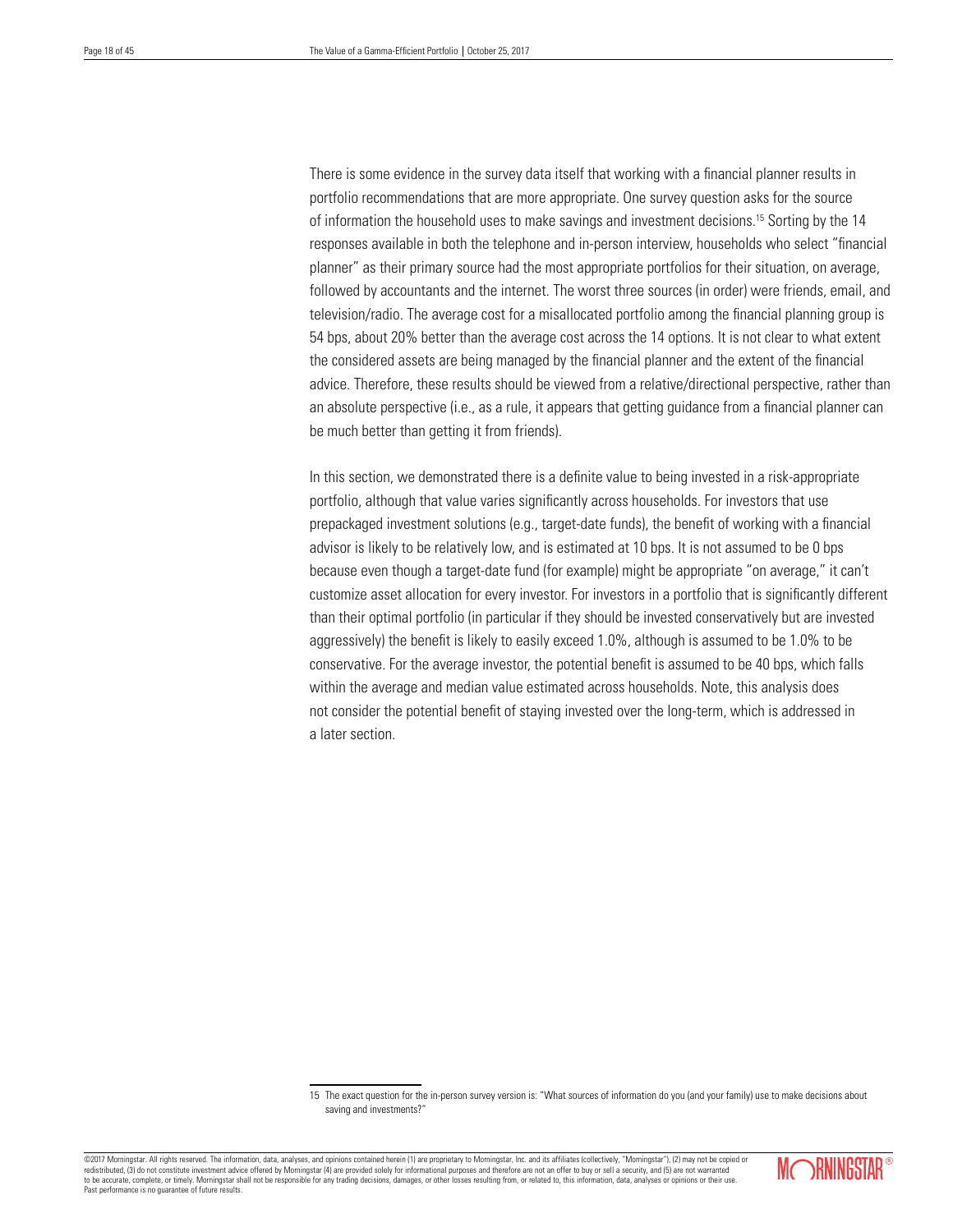There is some evidence in the survey data itself that working with a financial planner results in portfolio recommendations that are more appropriate. One survey question asks for the source of information the household uses to make savings and investment decisions.[15] Sorting by the 14 responses available in both the telephone and in-person interview, households who select "financial planner" as their primary source had the most appropriate portfolios for their situation, on average, followed by accountants and the internet. The worst three sources (in order) were friends, email, and television/radio. The average cost for a misallocated portfolio among the financial planning group is 54 bps, about 20% better than the average cost across the 14 options. It is not clear to what extent the considered assets are being managed by the financial planner and the extent of the financial advice. Therefore, these results should be viewed from a relative/directional perspective, rather than an absolute perspective (i.e., as a rule, it appears that getting guidance from a financial planner can be much better than getting it from friends).

In this section, we demonstrated there is a definite value to being invested in a risk-appropriate portfolio, although that value varies significantly across households. For investors that use prepackaged investment solutions (e.g., target-date funds), the benefit of working with a financial advisor is likely to be relatively low, and is estimated at 10 bps. It is not assumed to be 0 bps because even though a target-date fund (for example) might be appropriate "on average," it can't customize asset allocation for every investor. For investors in a portfolio that is significantly different than their optimal portfolio (in particular if they should be invested conservatively but are invested aggressively) the benefit is likely to easily exceed 1.0%, although is assumed to be 1.0% to be conservative. For the average investor, the potential benefit is assumed to be 40 bps, which falls within the average and median value estimated across households. Note, this analysis does not consider the potential benefit of staying invested over the long-term, which is addressed in a later section.

15 The exact question for the in-person survey version is: "What sources of information do you (and your family) use to make decisions about saving and investments?"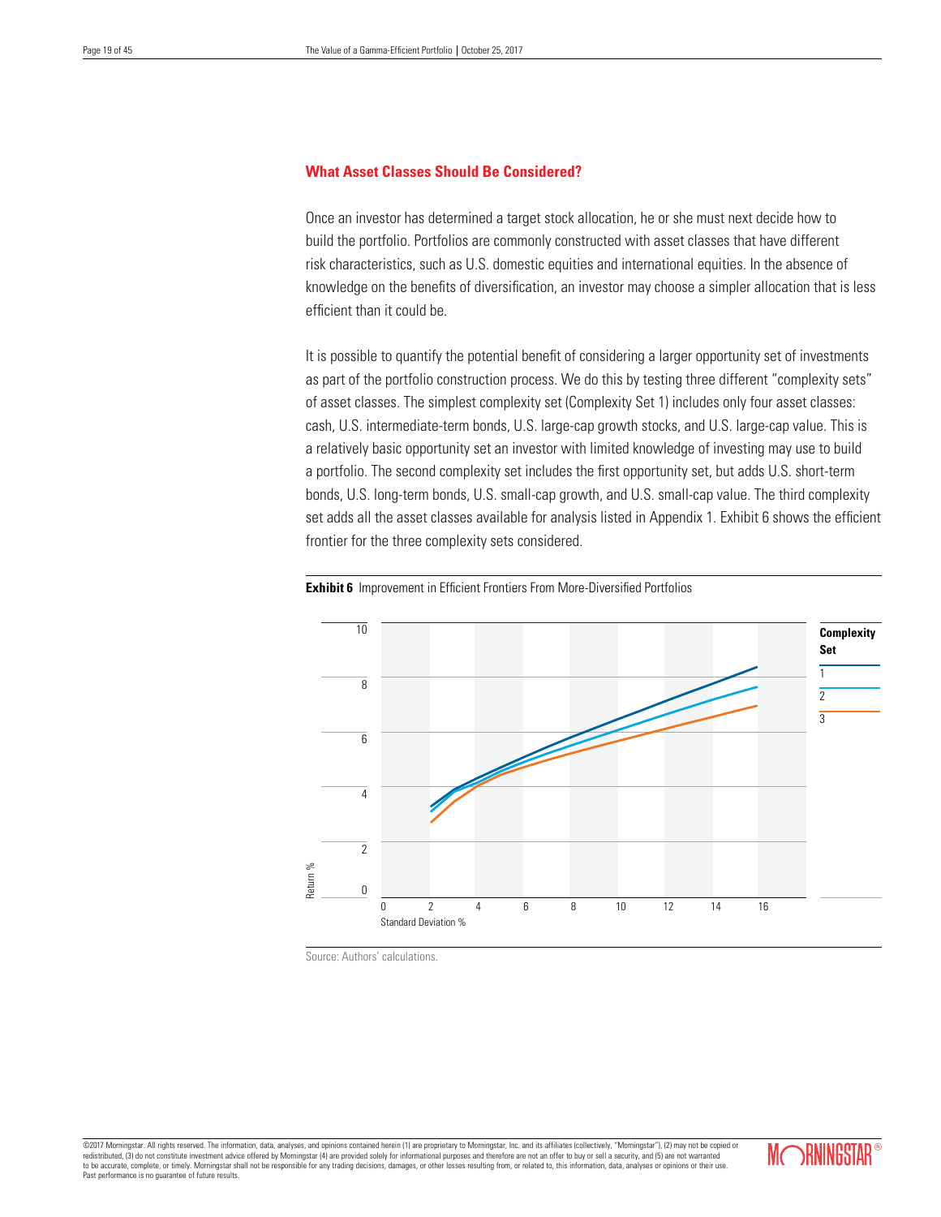### What Asset Classes Should Be Considered?

Once an investor has determined a target stock allocation, he or she must next decide how to build the portfolio. Portfolios are commonly constructed with asset classes that have different risk characteristics, such as U.S. domestic equities and international equities. In the absence of knowledge on the benefits of diversification, an investor may choose a simpler allocation that is less efficient than it could be.

It is possible to quantify the potential benefit of considering a larger opportunity set of investments as part of the portfolio construction process. We do this by testing three different "complexity sets" of asset classes. The simplest complexity set (Complexity Set 1) includes only four asset classes: cash, U.S. intermediate-term bonds, U.S. large-cap growth stocks, and U.S. large-cap value. This is a relatively basic opportunity set an investor with limited knowledge of investing may use to build a portfolio. The second complexity set includes the first opportunity set, but adds U.S. short-term bonds, U.S. long-term bonds, U.S. small-cap growth, and U.S. small-cap value. The third complexity set adds all the asset classes available for analysis listed in Appendix 1. Exhibit 6 shows the efficient frontier for the three complexity sets considered.

**Exhibit 6** Improvement in Efficient Frontiers From More-Diversified Portfolios

Source: Authors' calculations.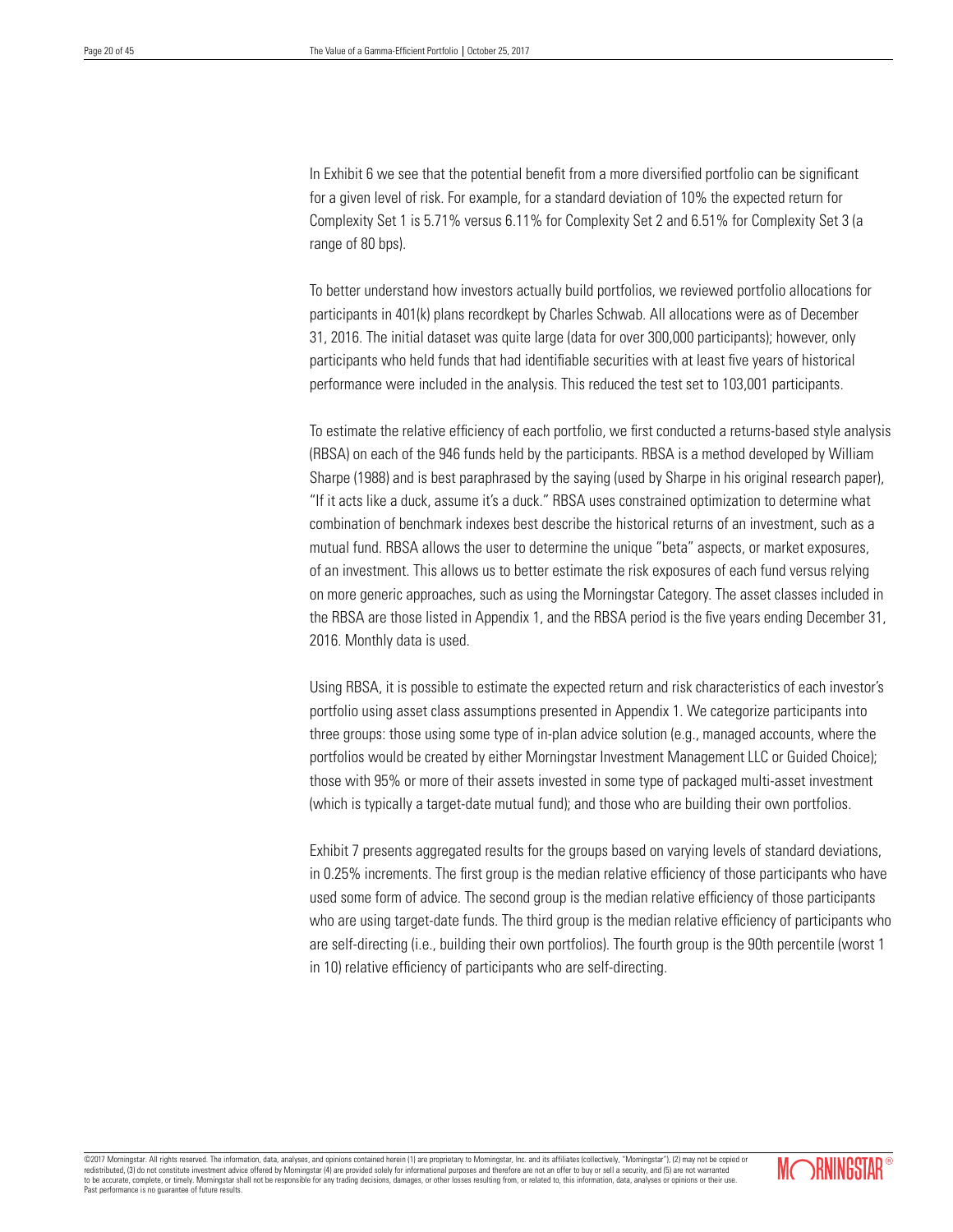In Exhibit 6 we see that the potential benefit from a more diversified portfolio can be significant for a given level of risk. For example, for a standard deviation of 10% the expected return for Complexity Set 1 is 5.71% versus 6.11% for Complexity Set 2 and 6.51% for Complexity Set 3 (a range of 80 bps).

To better understand how investors actually build portfolios, we reviewed portfolio allocations for participants in 401(k) plans recordkept by Charles Schwab. All allocations were as of December 31, 2016. The initial dataset was quite large (data for over 300,000 participants); however, only participants who held funds that had identifiable securities with at least five years of historical performance were included in the analysis. This reduced the test set to 103,001 participants.

To estimate the relative efficiency of each portfolio, we first conducted a returns-based style analysis (RBSA) on each of the 946 funds held by the participants. RBSA is a method developed by William Sharpe (1988) and is best paraphrased by the saying (used by Sharpe in his original research paper), "If it acts like a duck, assume it's a duck." RBSA uses constrained optimization to determine what combination of benchmark indexes best describe the historical returns of an investment, such as a mutual fund. RBSA allows the user to determine the unique "beta" aspects, or market exposures, of an investment. This allows us to better estimate the risk exposures of each fund versus relying on more generic approaches, such as using the Morningstar Category. The asset classes included in the RBSA are those listed in Appendix 1, and the RBSA period is the five years ending December 31, 2016. Monthly data is used.

Using RBSA, it is possible to estimate the expected return and risk characteristics of each investor's portfolio using asset class assumptions presented in Appendix 1. We categorize participants into three groups: those using some type of in-plan advice solution (e.g., managed accounts, where the portfolios would be created by either Morningstar Investment Management LLC or Guided Choice); those with 95% or more of their assets invested in some type of packaged multi-asset investment (which is typically a target-date mutual fund); and those who are building their own portfolios.

Exhibit 7 presents aggregated results for the groups based on varying levels of standard deviations, in 0.25% increments. The first group is the median relative efficiency of those participants who have used some form of advice. The second group is the median relative efficiency of those participants who are using target-date funds. The third group is the median relative efficiency of participants who are self-directing (i.e., building their own portfolios). The fourth group is the 90th percentile (worst 1 in 10) relative efficiency of participants who are self-directing.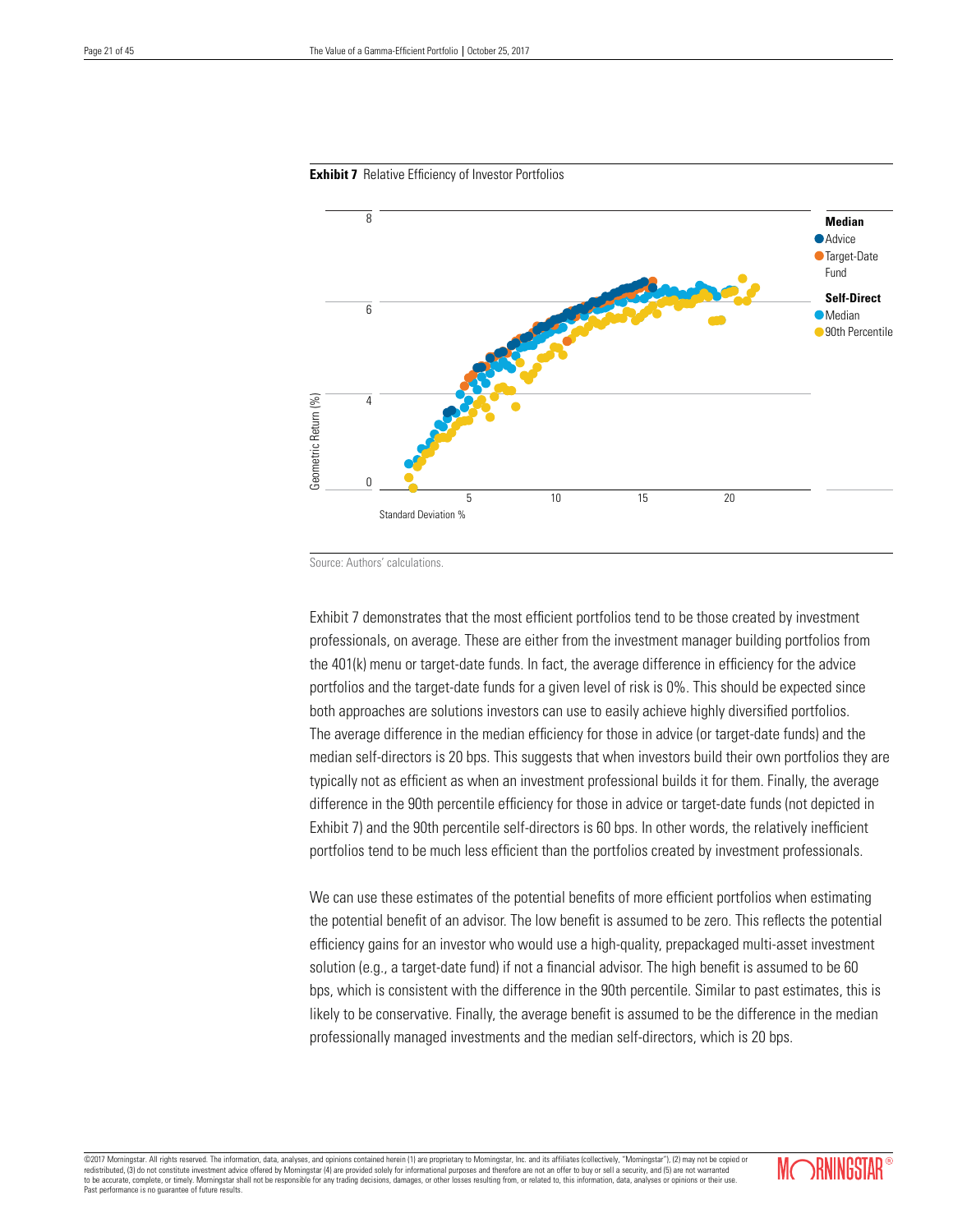**Exhibit 7** Relative Efficiency of Investor Portfolios

Source: Authors' calculations.

Exhibit 7 demonstrates that the most efficient portfolios tend to be those created by investment professionals, on average. These are either from the investment manager building portfolios from the 401(k) menu or target-date funds. In fact, the average difference in efficiency for the advice portfolios and the target-date funds for a given level of risk is 0%. This should be expected since both approaches are solutions investors can use to easily achieve highly diversified portfolios. The average difference in the median efficiency for those in advice (or target-date funds) and the median self-directors is 20 bps. This suggests that when investors build their own portfolios they are typically not as efficient as when an investment professional builds it for them. Finally, the average difference in the 90th percentile efficiency for those in advice or target-date funds (not depicted in Exhibit 7) and the 90th percentile self-directors is 60 bps. In other words, the relatively inefficient portfolios tend to be much less efficient than the portfolios created by investment professionals.

We can use these estimates of the potential benefits of more efficient portfolios when estimating the potential benefit of an advisor. The low benefit is assumed to be zero. This reflects the potential efficiency gains for an investor who would use a high-quality, prepackaged multi-asset investment solution (e.g., a target-date fund) if not a financial advisor. The high benefit is assumed to be 60 bps, which is consistent with the difference in the 90th percentile. Similar to past estimates, this is likely to be conservative. Finally, the average benefit is assumed to be the difference in the median professionally managed investments and the median self-directors, which is 20 bps.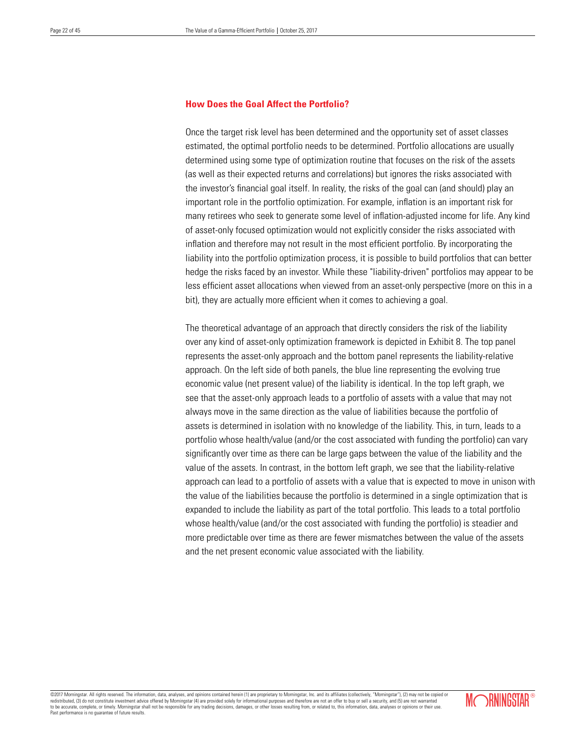## How Does the Goal Affect the Portfolio?

Once the target risk level has been determined and the opportunity set of asset classes estimated, the optimal portfolio needs to be determined. Portfolio allocations are usually determined using some type of optimization routine that focuses on the risk of the assets (as well as their expected returns and correlations) but ignores the risks associated with the investor's financial goal itself. In reality, the risks of the goal can (and should) play an important role in the portfolio optimization. For example, inflation is an important risk for many retirees who seek to generate some level of inflation-adjusted income for life. Any kind of asset-only focused optimization would not explicitly consider the risks associated with inflation and therefore may not result in the most efficient portfolio. By incorporating the liability into the portfolio optimization process, it is possible to build portfolios that can better hedge the risks faced by an investor. While these "liability-driven" portfolios may appear to be less efficient asset allocations when viewed from an asset-only perspective (more on this in a bit), they are actually more efficient when it comes to achieving a goal.

The theoretical advantage of an approach that directly considers the risk of the liability over any kind of asset-only optimization framework is depicted in Exhibit 8. The top panel represents the asset-only approach and the bottom panel represents the liability-relative approach. On the left side of both panels, the blue line representing the evolving true economic value (net present value) of the liability is identical. In the top left graph, we see that the asset-only approach leads to a portfolio of assets with a value that may not always move in the same direction as the value of liabilities because the portfolio of assets is determined in isolation with no knowledge of the liability. This, in turn, leads to a portfolio whose health/value (and/or the cost associated with funding the portfolio) can vary significantly over time as there can be large gaps between the value of the liability and the value of the assets. In contrast, in the bottom left graph, we see that the liability-relative approach can lead to a portfolio of assets with a value that is expected to move in unison with the value of the liabilities because the portfolio is determined in a single optimization that is expanded to include the liability as part of the total portfolio. This leads to a total portfolio whose health/value (and/or the cost associated with funding the portfolio) is steadier and more predictable over time as there are fewer mismatches between the value of the assets and the net present economic value associated with the liability.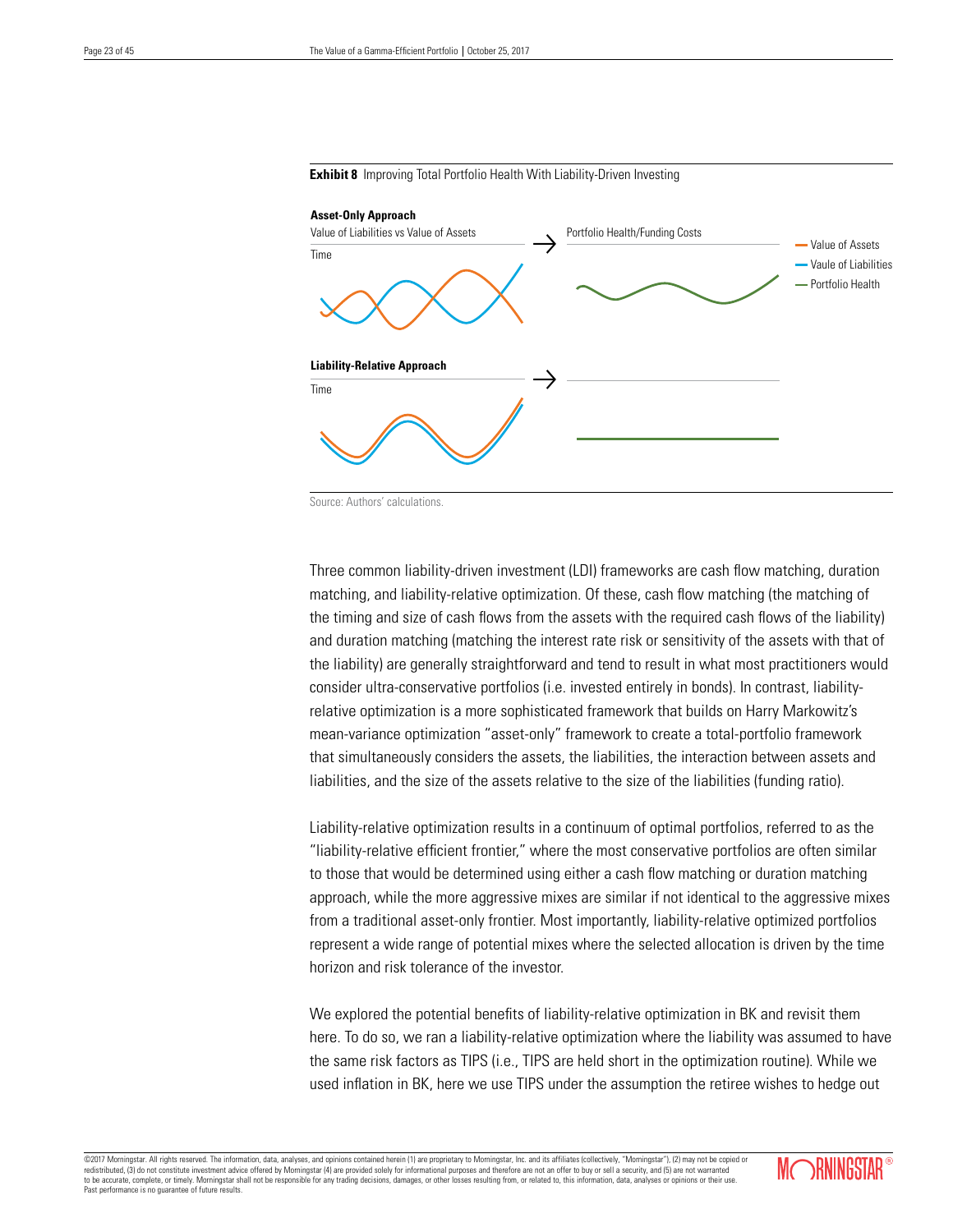**Exhibit 8** Improving Total Portfolio Health With Liability-Driven Investing

**Asset-Only Approach**

Value of Liabilities vs Value of Assets → Portfolio Health/Funding Costs

Time

— Value of Assets
— Vaule of Liabilities
— Portfolio Health

**Liability-Relative Approach**

Time

Source: Authors' calculations.

Three common liability-driven investment (LDI) frameworks are cash flow matching, duration matching, and liability-relative optimization. Of these, cash flow matching (the matching of the timing and size of cash flows from the assets with the required cash flows of the liability) and duration matching (matching the interest rate risk or sensitivity of the assets with that of the liability) are generally straightforward and tend to result in what most practitioners would consider ultra-conservative portfolios (i.e. invested entirely in bonds). In contrast, liability-relative optimization is a more sophisticated framework that builds on Harry Markowitz's mean-variance optimization "asset-only" framework to create a total-portfolio framework that simultaneously considers the assets, the liabilities, the interaction between assets and liabilities, and the size of the assets relative to the size of the liabilities (funding ratio).

Liability-relative optimization results in a continuum of optimal portfolios, referred to as the "liability-relative efficient frontier," where the most conservative portfolios are often similar to those that would be determined using either a cash flow matching or duration matching approach, while the more aggressive mixes are similar if not identical to the aggressive mixes from a traditional asset-only frontier. Most importantly, liability-relative optimized portfolios represent a wide range of potential mixes where the selected allocation is driven by the time horizon and risk tolerance of the investor.

We explored the potential benefits of liability-relative optimization in BK and revisit them here. To do so, we ran a liability-relative optimization where the liability was assumed to have the same risk factors as TIPS (i.e., TIPS are held short in the optimization routine). While we used inflation in BK, here we use TIPS under the assumption the retiree wishes to hedge out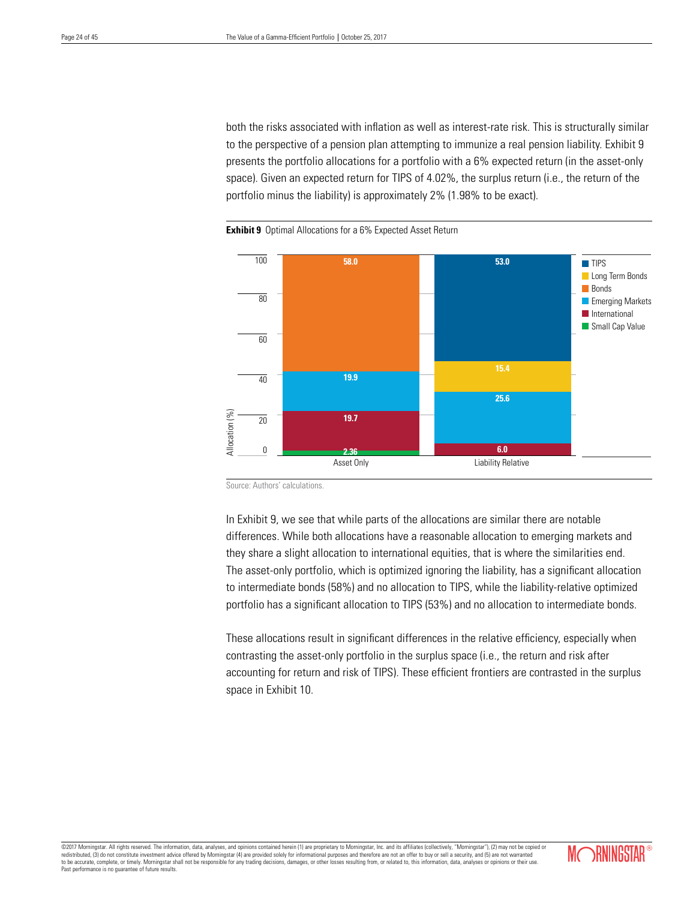both the risks associated with inflation as well as interest-rate risk. This is structurally similar to the perspective of a pension plan attempting to immunize a real pension liability. Exhibit 9 presents the portfolio allocations for a portfolio with a 6% expected return (in the asset-only space). Given an expected return for TIPS of 4.02%, the surplus return (i.e., the return of the portfolio minus the liability) is approximately 2% (1.98% to be exact).

**Exhibit 9** Optimal Allocations for a 6% Expected Asset Return

| Allocation (%) | Asset Only | Liability Relative |
|---|---|---|
| TIPS | | 53.0 |
| Long Term Bonds | | 15.4 |
| Bonds | 58.0 | |
| Emerging Markets | 19.9 | 25.6 |
| International | 19.7 | 6.0 |
| Small Cap Value | 2.36 | |

Source: Authors' calculations.

In Exhibit 9, we see that while parts of the allocations are similar there are notable differences. While both allocations have a reasonable allocation to emerging markets and they share a slight allocation to international equities, that is where the similarities end. The asset-only portfolio, which is optimized ignoring the liability, has a significant allocation to intermediate bonds (58%) and no allocation to TIPS, while the liability-relative optimized portfolio has a significant allocation to TIPS (53%) and no allocation to intermediate bonds.

These allocations result in significant differences in the relative efficiency, especially when contrasting the asset-only portfolio in the surplus space (i.e., the return and risk after accounting for return and risk of TIPS). These efficient frontiers are contrasted in the surplus space in Exhibit 10.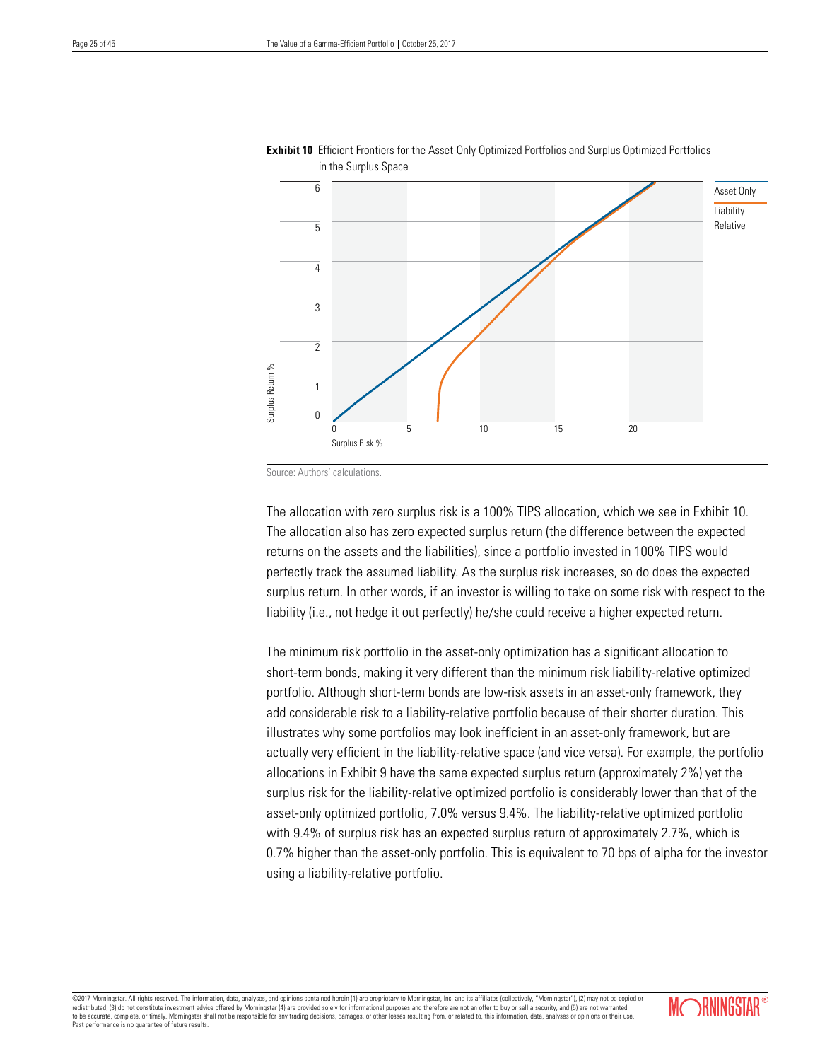**Exhibit 10** Efficient Frontiers for the Asset-Only Optimized Portfolios and Surplus Optimized Portfolios in the Surplus Space

Source: Authors' calculations.

The allocation with zero surplus risk is a 100% TIPS allocation, which we see in Exhibit 10. The allocation also has zero expected surplus return (the difference between the expected returns on the assets and the liabilities), since a portfolio invested in 100% TIPS would perfectly track the assumed liability. As the surplus risk increases, so do does the expected surplus return. In other words, if an investor is willing to take on some risk with respect to the liability (i.e., not hedge it out perfectly) he/she could receive a higher expected return.

The minimum risk portfolio in the asset-only optimization has a significant allocation to short-term bonds, making it very different than the minimum risk liability-relative optimized portfolio. Although short-term bonds are low-risk assets in an asset-only framework, they add considerable risk to a liability-relative portfolio because of their shorter duration. This illustrates why some portfolios may look inefficient in an asset-only framework, but are actually very efficient in the liability-relative space (and vice versa). For example, the portfolio allocations in Exhibit 9 have the same expected surplus return (approximately 2%) yet the surplus risk for the liability-relative optimized portfolio is considerably lower than that of the asset-only optimized portfolio, 7.0% versus 9.4%. The liability-relative optimized portfolio with 9.4% of surplus risk has an expected surplus return of approximately 2.7%, which is 0.7% higher than the asset-only portfolio. This is equivalent to 70 bps of alpha for the investor using a liability-relative portfolio.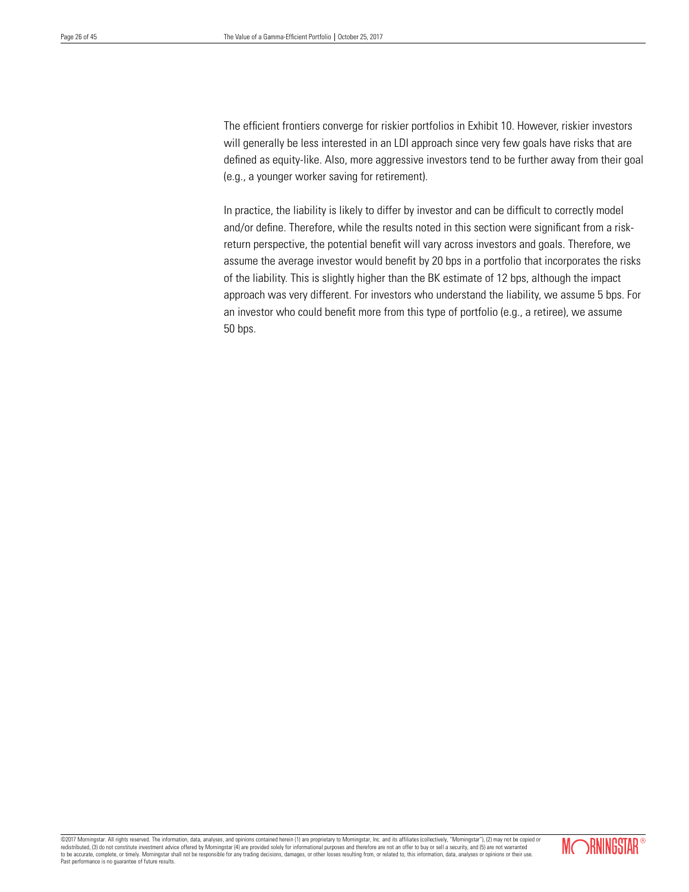The efficient frontiers converge for riskier portfolios in Exhibit 10. However, riskier investors will generally be less interested in an LDI approach since very few goals have risks that are defined as equity-like. Also, more aggressive investors tend to be further away from their goal (e.g., a younger worker saving for retirement).

In practice, the liability is likely to differ by investor and can be difficult to correctly model and/or define. Therefore, while the results noted in this section were significant from a risk-return perspective, the potential benefit will vary across investors and goals. Therefore, we assume the average investor would benefit by 20 bps in a portfolio that incorporates the risks of the liability. This is slightly higher than the BK estimate of 12 bps, although the impact approach was very different. For investors who understand the liability, we assume 5 bps. For an investor who could benefit more from this type of portfolio (e.g., a retiree), we assume 50 bps.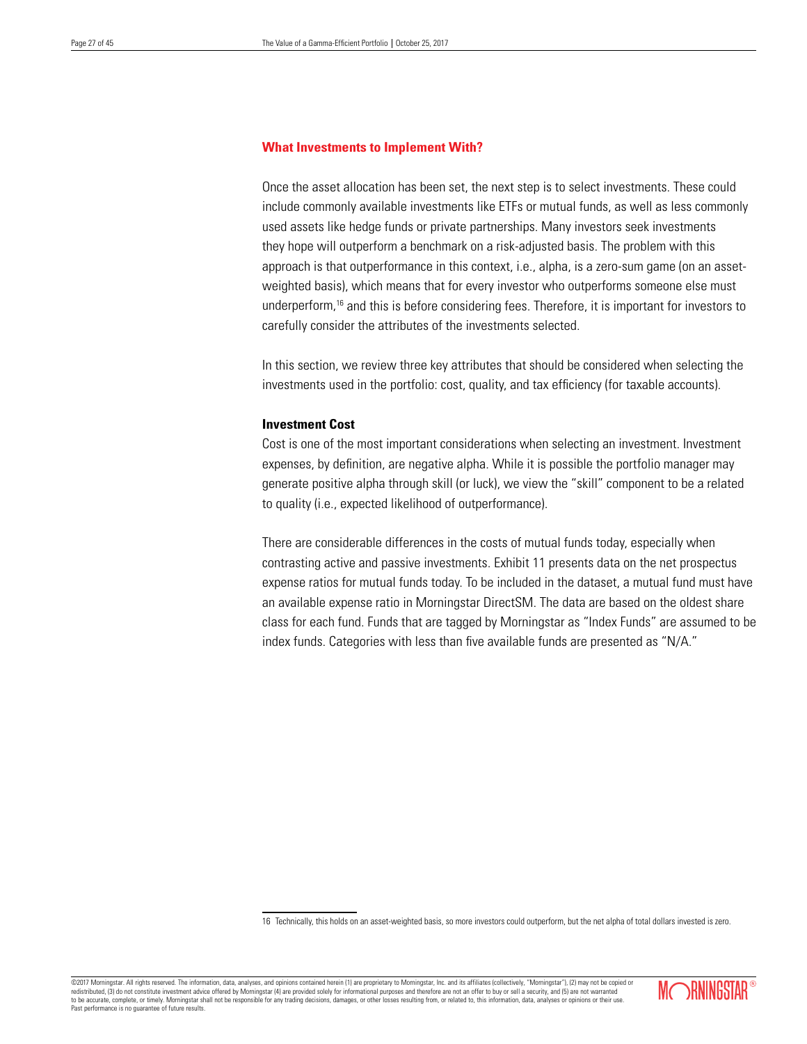## What Investments to Implement With?

Once the asset allocation has been set, the next step is to select investments. These could include commonly available investments like ETFs or mutual funds, as well as less commonly used assets like hedge funds or private partnerships. Many investors seek investments they hope will outperform a benchmark on a risk-adjusted basis. The problem with this approach is that outperformance in this context, i.e., alpha, is a zero-sum game (on an asset-weighted basis), which means that for every investor who outperforms someone else must underperform,[16] and this is before considering fees. Therefore, it is important for investors to carefully consider the attributes of the investments selected.

In this section, we review three key attributes that should be considered when selecting the investments used in the portfolio: cost, quality, and tax efficiency (for taxable accounts).

### Investment Cost

Cost is one of the most important considerations when selecting an investment. Investment expenses, by definition, are negative alpha. While it is possible the portfolio manager may generate positive alpha through skill (or luck), we view the "skill" component to be a related to quality (i.e., expected likelihood of outperformance).

There are considerable differences in the costs of mutual funds today, especially when contrasting active and passive investments. Exhibit 11 presents data on the net prospectus expense ratios for mutual funds today. To be included in the dataset, a mutual fund must have an available expense ratio in Morningstar DirectSM. The data are based on the oldest share class for each fund. Funds that are tagged by Morningstar as "Index Funds" are assumed to be index funds. Categories with less than five available funds are presented as "N/A."

---

16 Technically, this holds on an asset-weighted basis, so more investors could outperform, but the net alpha of total dollars invested is zero.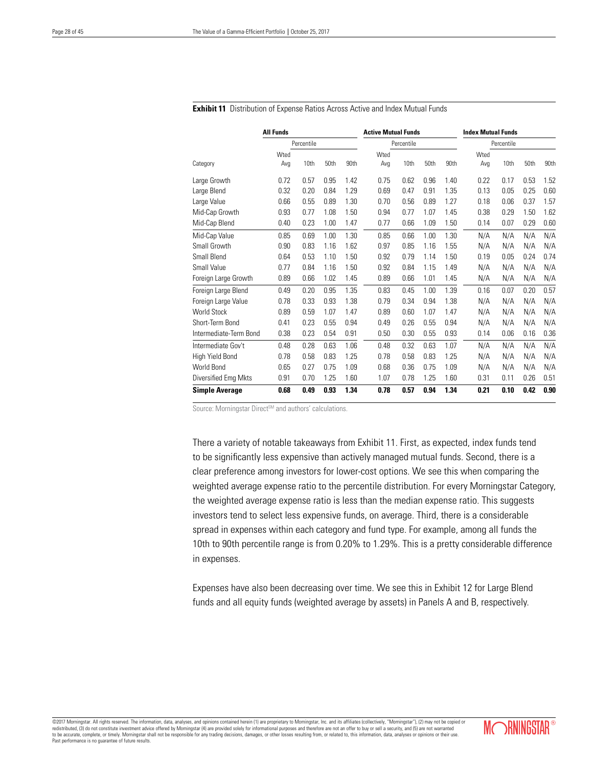**Exhibit 11** Distribution of Expense Ratios Across Active and Index Mutual Funds

| | All Funds | | | | Active Mutual Funds | | | | Index Mutual Funds | | | |
|---|---|---|---|---|---|---|---|---|---|---|---|---|
| | | Percentile | | | | Percentile | | | | Percentile | | |
| Category | Wted Avg | 10th | 50th | 90th | Wted Avg | 10th | 50th | 90th | Wted Avg | 10th | 50th | 90th |
| Large Growth | 0.72 | 0.57 | 0.95 | 1.42 | 0.75 | 0.62 | 0.96 | 1.40 | 0.22 | 0.17 | 0.53 | 1.52 |
| Large Blend | 0.32 | 0.20 | 0.84 | 1.29 | 0.69 | 0.47 | 0.91 | 1.35 | 0.13 | 0.05 | 0.25 | 0.60 |
| Large Value | 0.66 | 0.55 | 0.89 | 1.30 | 0.70 | 0.56 | 0.89 | 1.27 | 0.18 | 0.06 | 0.37 | 1.57 |
| Mid-Cap Growth | 0.93 | 0.77 | 1.08 | 1.50 | 0.94 | 0.77 | 1.07 | 1.45 | 0.38 | 0.29 | 1.50 | 1.62 |
| Mid-Cap Blend | 0.40 | 0.23 | 1.00 | 1.47 | 0.77 | 0.66 | 1.09 | 1.50 | 0.14 | 0.07 | 0.29 | 0.60 |
| Mid-Cap Value | 0.85 | 0.69 | 1.00 | 1.30 | 0.85 | 0.66 | 1.00 | 1.30 | N/A | N/A | N/A | N/A |
| Small Growth | 0.90 | 0.83 | 1.16 | 1.62 | 0.97 | 0.85 | 1.16 | 1.55 | N/A | N/A | N/A | N/A |
| Small Blend | 0.64 | 0.53 | 1.10 | 1.50 | 0.92 | 0.79 | 1.14 | 1.50 | 0.19 | 0.05 | 0.24 | 0.74 |
| Small Value | 0.77 | 0.84 | 1.16 | 1.50 | 0.92 | 0.84 | 1.15 | 1.49 | N/A | N/A | N/A | N/A |
| Foreign Large Growth | 0.89 | 0.66 | 1.02 | 1.45 | 0.89 | 0.66 | 1.01 | 1.45 | N/A | N/A | N/A | N/A |
| Foreign Large Blend | 0.49 | 0.20 | 0.95 | 1.35 | 0.83 | 0.45 | 1.00 | 1.39 | 0.16 | 0.07 | 0.20 | 0.57 |
| Foreign Large Value | 0.78 | 0.33 | 0.93 | 1.38 | 0.79 | 0.34 | 0.94 | 1.38 | N/A | N/A | N/A | N/A |
| World Stock | 0.89 | 0.59 | 1.07 | 1.47 | 0.89 | 0.60 | 1.07 | 1.47 | N/A | N/A | N/A | N/A |
| Short-Term Bond | 0.41 | 0.23 | 0.55 | 0.94 | 0.49 | 0.26 | 0.55 | 0.94 | N/A | N/A | N/A | N/A |
| Intermediate-Term Bond | 0.38 | 0.23 | 0.54 | 0.91 | 0.50 | 0.30 | 0.55 | 0.93 | 0.14 | 0.06 | 0.16 | 0.36 |
| Intermediate Gov't | 0.48 | 0.28 | 0.63 | 1.06 | 0.48 | 0.32 | 0.63 | 1.07 | N/A | N/A | N/A | N/A |
| High Yield Bond | 0.78 | 0.58 | 0.83 | 1.25 | 0.78 | 0.58 | 0.83 | 1.25 | N/A | N/A | N/A | N/A |
| World Bond | 0.65 | 0.27 | 0.75 | 1.09 | 0.68 | 0.36 | 0.75 | 1.09 | N/A | N/A | N/A | N/A |
| Diversified Emg Mkts | 0.91 | 0.70 | 1.25 | 1.60 | 1.07 | 0.78 | 1.25 | 1.60 | 0.31 | 0.11 | 0.26 | 0.51 |
| **Simple Average** | **0.68** | **0.49** | **0.93** | **1.34** | **0.78** | **0.57** | **0.94** | **1.34** | **0.21** | **0.10** | **0.42** | **0.90** |

Source: Morningstar Direct[SM] and authors' calculations.

There a variety of notable takeaways from Exhibit 11. First, as expected, index funds tend to be significantly less expensive than actively managed mutual funds. Second, there is a clear preference among investors for lower-cost options. We see this when comparing the weighted average expense ratio to the percentile distribution. For every Morningstar Category, the weighted average expense ratio is less than the median expense ratio. This suggests investors tend to select less expensive funds, on average. Third, there is a considerable spread in expenses within each category and fund type. For example, among all funds the 10th to 90th percentile range is from 0.20% to 1.29%. This is a pretty considerable difference in expenses.

Expenses have also been decreasing over time. We see this in Exhibit 12 for Large Blend funds and all equity funds (weighted average by assets) in Panels A and B, respectively.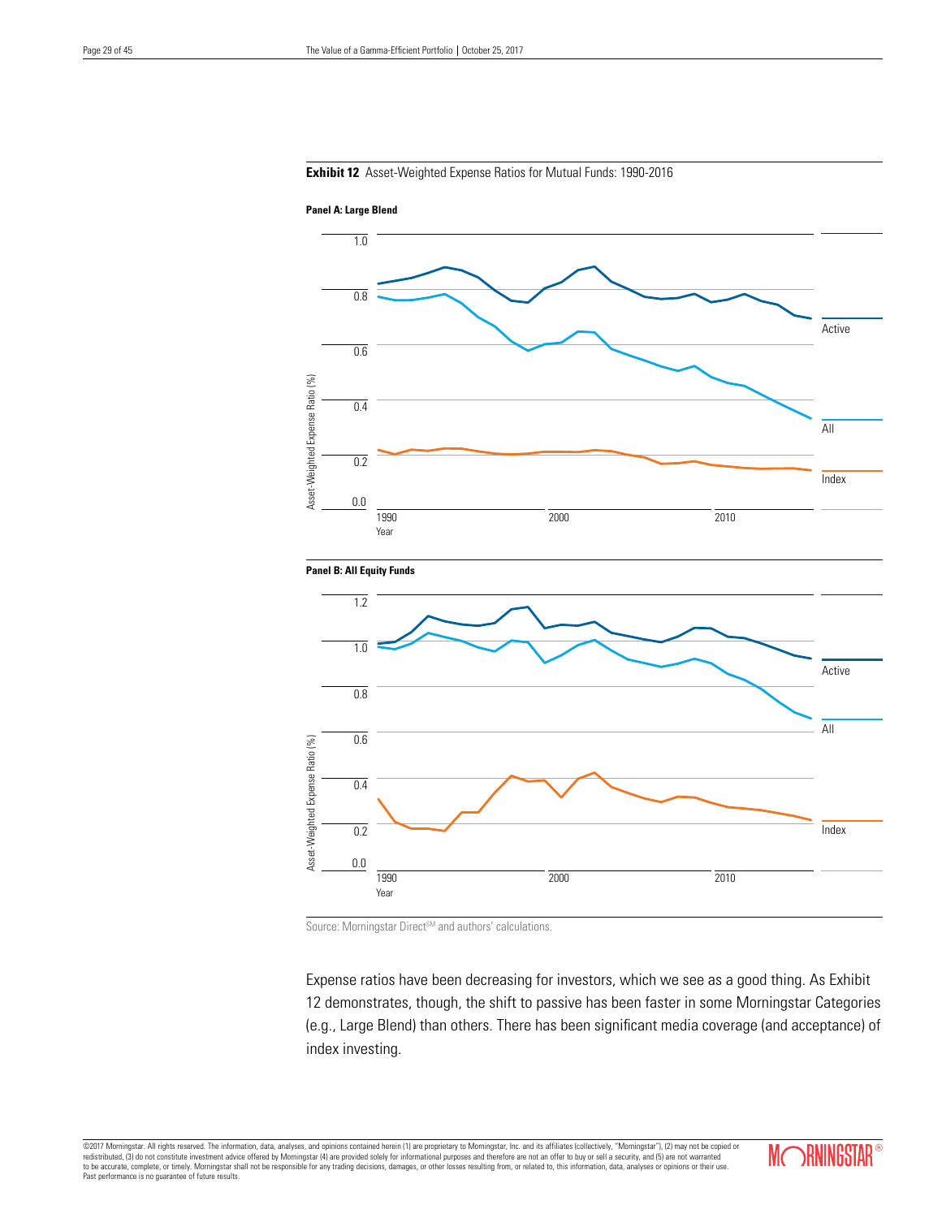**Exhibit 12** Asset-Weighted Expense Ratios for Mutual Funds: 1990-2016

**Panel A: Large Blend**

**Panel B: All Equity Funds**

Source: Morningstar Direct[SM] and authors' calculations.

Expense ratios have been decreasing for investors, which we see as a good thing. As Exhibit 12 demonstrates, though, the shift to passive has been faster in some Morningstar Categories (e.g., Large Blend) than others. There has been significant media coverage (and acceptance) of index investing.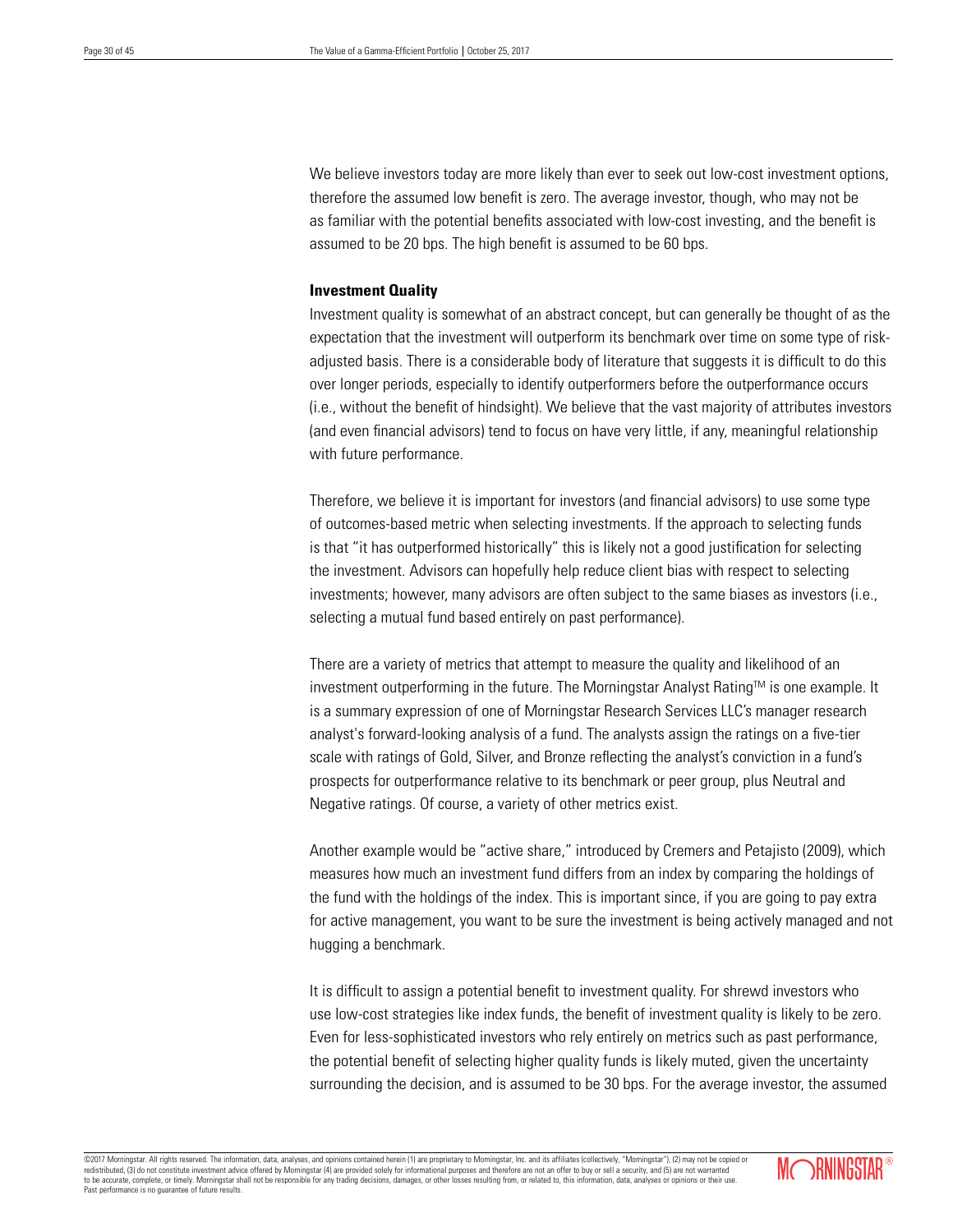We believe investors today are more likely than ever to seek out low-cost investment options, therefore the assumed low benefit is zero. The average investor, though, who may not be as familiar with the potential benefits associated with low-cost investing, and the benefit is assumed to be 20 bps. The high benefit is assumed to be 60 bps.

**Investment Quality**

Investment quality is somewhat of an abstract concept, but can generally be thought of as the expectation that the investment will outperform its benchmark over time on some type of risk-adjusted basis. There is a considerable body of literature that suggests it is difficult to do this over longer periods, especially to identify outperformers before the outperformance occurs (i.e., without the benefit of hindsight). We believe that the vast majority of attributes investors (and even financial advisors) tend to focus on have very little, if any, meaningful relationship with future performance.

Therefore, we believe it is important for investors (and financial advisors) to use some type of outcomes-based metric when selecting investments. If the approach to selecting funds is that "it has outperformed historically" this is likely not a good justification for selecting the investment. Advisors can hopefully help reduce client bias with respect to selecting investments; however, many advisors are often subject to the same biases as investors (i.e., selecting a mutual fund based entirely on past performance).

There are a variety of metrics that attempt to measure the quality and likelihood of an investment outperforming in the future. The Morningstar Analyst Rating™ is one example. It is a summary expression of one of Morningstar Research Services LLC's manager research analyst's forward-looking analysis of a fund. The analysts assign the ratings on a five-tier scale with ratings of Gold, Silver, and Bronze reflecting the analyst's conviction in a fund's prospects for outperformance relative to its benchmark or peer group, plus Neutral and Negative ratings. Of course, a variety of other metrics exist.

Another example would be "active share," introduced by Cremers and Petajisto (2009), which measures how much an investment fund differs from an index by comparing the holdings of the fund with the holdings of the index. This is important since, if you are going to pay extra for active management, you want to be sure the investment is being actively managed and not hugging a benchmark.

It is difficult to assign a potential benefit to investment quality. For shrewd investors who use low-cost strategies like index funds, the benefit of investment quality is likely to be zero. Even for less-sophisticated investors who rely entirely on metrics such as past performance, the potential benefit of selecting higher quality funds is likely muted, given the uncertainty surrounding the decision, and is assumed to be 30 bps. For the average investor, the assumed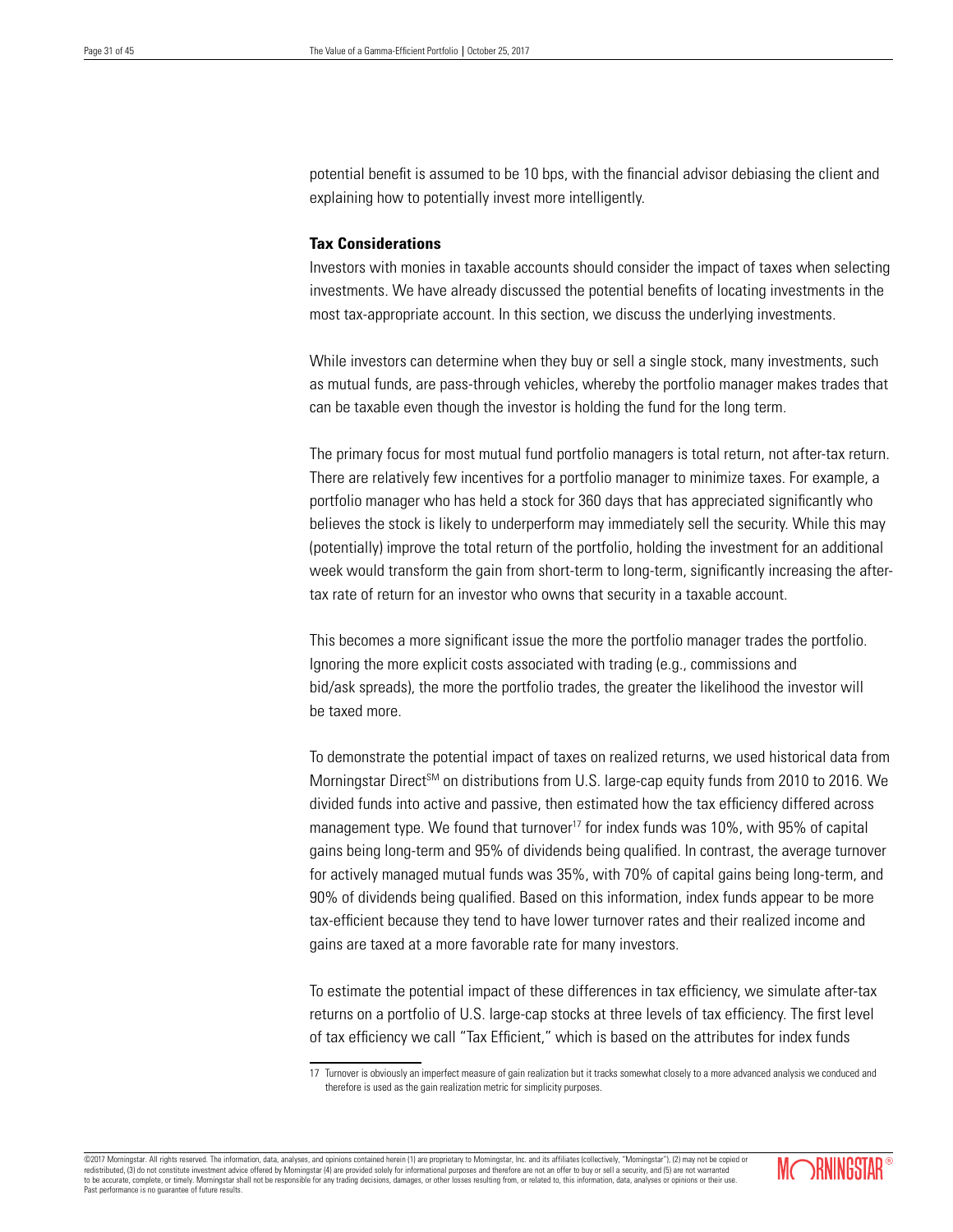potential benefit is assumed to be 10 bps, with the financial advisor debiasing the client and explaining how to potentially invest more intelligently.

### Tax Considerations

Investors with monies in taxable accounts should consider the impact of taxes when selecting investments. We have already discussed the potential benefits of locating investments in the most tax-appropriate account. In this section, we discuss the underlying investments.

While investors can determine when they buy or sell a single stock, many investments, such as mutual funds, are pass-through vehicles, whereby the portfolio manager makes trades that can be taxable even though the investor is holding the fund for the long term.

The primary focus for most mutual fund portfolio managers is total return, not after-tax return. There are relatively few incentives for a portfolio manager to minimize taxes. For example, a portfolio manager who has held a stock for 360 days that has appreciated significantly who believes the stock is likely to underperform may immediately sell the security. While this may (potentially) improve the total return of the portfolio, holding the investment for an additional week would transform the gain from short-term to long-term, significantly increasing the after-tax rate of return for an investor who owns that security in a taxable account.

This becomes a more significant issue the more the portfolio manager trades the portfolio. Ignoring the more explicit costs associated with trading (e.g., commissions and bid/ask spreads), the more the portfolio trades, the greater the likelihood the investor will be taxed more.

To demonstrate the potential impact of taxes on realized returns, we used historical data from Morningstar Direct℠ on distributions from U.S. large-cap equity funds from 2010 to 2016. We divided funds into active and passive, then estimated how the tax efficiency differed across management type. We found that turnover[17] for index funds was 10%, with 95% of capital gains being long-term and 95% of dividends being qualified. In contrast, the average turnover for actively managed mutual funds was 35%, with 70% of capital gains being long-term, and 90% of dividends being qualified. Based on this information, index funds appear to be more tax-efficient because they tend to have lower turnover rates and their realized income and gains are taxed at a more favorable rate for many investors.

To estimate the potential impact of these differences in tax efficiency, we simulate after-tax returns on a portfolio of U.S. large-cap stocks at three levels of tax efficiency. The first level of tax efficiency we call "Tax Efficient," which is based on the attributes for index funds

---

17 Turnover is obviously an imperfect measure of gain realization but it tracks somewhat closely to a more advanced analysis we conducted and therefore is used as the gain realization metric for simplicity purposes.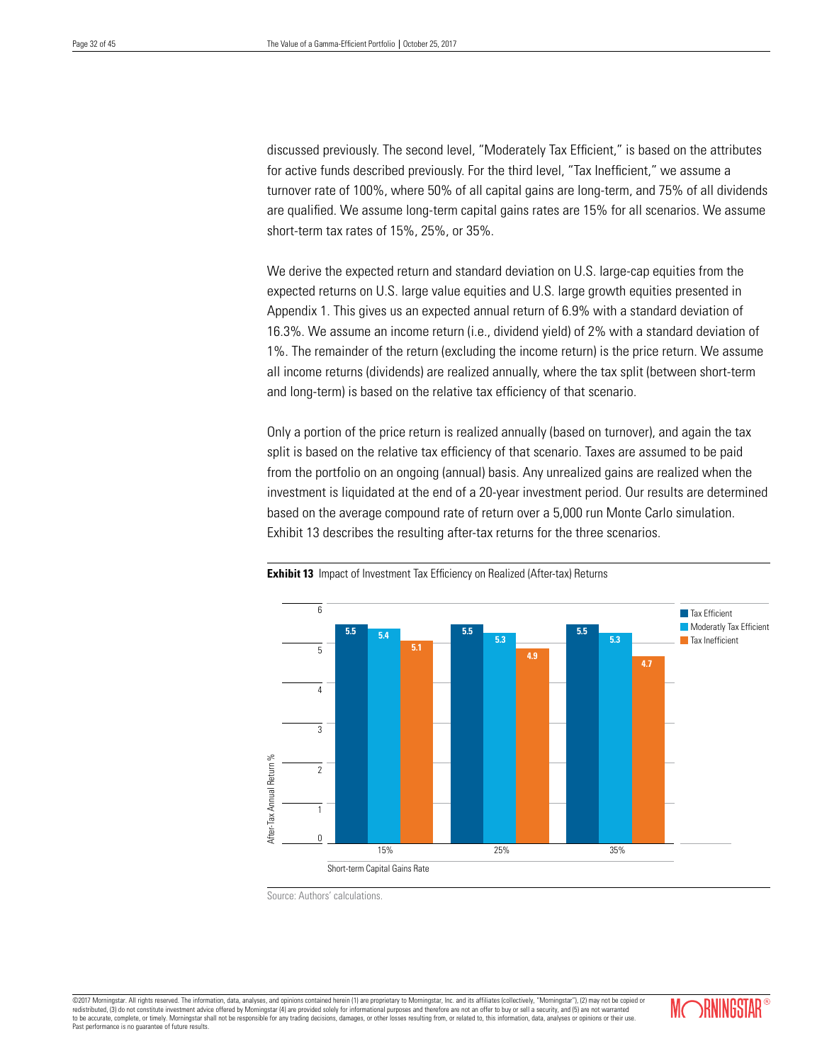discussed previously. The second level, "Moderately Tax Efficient," is based on the attributes for active funds described previously. For the third level, "Tax Inefficient," we assume a turnover rate of 100%, where 50% of all capital gains are long-term, and 75% of all dividends are qualified. We assume long-term capital gains rates are 15% for all scenarios. We assume short-term tax rates of 15%, 25%, or 35%.

We derive the expected return and standard deviation on U.S. large-cap equities from the expected returns on U.S. large value equities and U.S. large growth equities presented in Appendix 1. This gives us an expected annual return of 6.9% with a standard deviation of 16.3%. We assume an income return (i.e., dividend yield) of 2% with a standard deviation of 1%. The remainder of the return (excluding the income return) is the price return. We assume all income returns (dividends) are realized annually, where the tax split (between short-term and long-term) is based on the relative tax efficiency of that scenario.

Only a portion of the price return is realized annually (based on turnover), and again the tax split is based on the relative tax efficiency of that scenario. Taxes are assumed to be paid from the portfolio on an ongoing (annual) basis. Any unrealized gains are realized when the investment is liquidated at the end of a 20-year investment period. Our results are determined based on the average compound rate of return over a 5,000 run Monte Carlo simulation. Exhibit 13 describes the resulting after-tax returns for the three scenarios.

**Exhibit 13** Impact of Investment Tax Efficiency on Realized (After-tax) Returns

| Short-term Capital Gains Rate | Tax Efficient | Moderatly Tax Efficient | Tax Inefficient |
|---|---|---|---|
| 15% | 5.5 | 5.4 | 5.1 |
| 25% | 5.5 | 5.3 | 4.9 |
| 35% | 5.5 | 5.3 | 4.7 |

After-Tax Annual Return %

Source: Authors' calculations.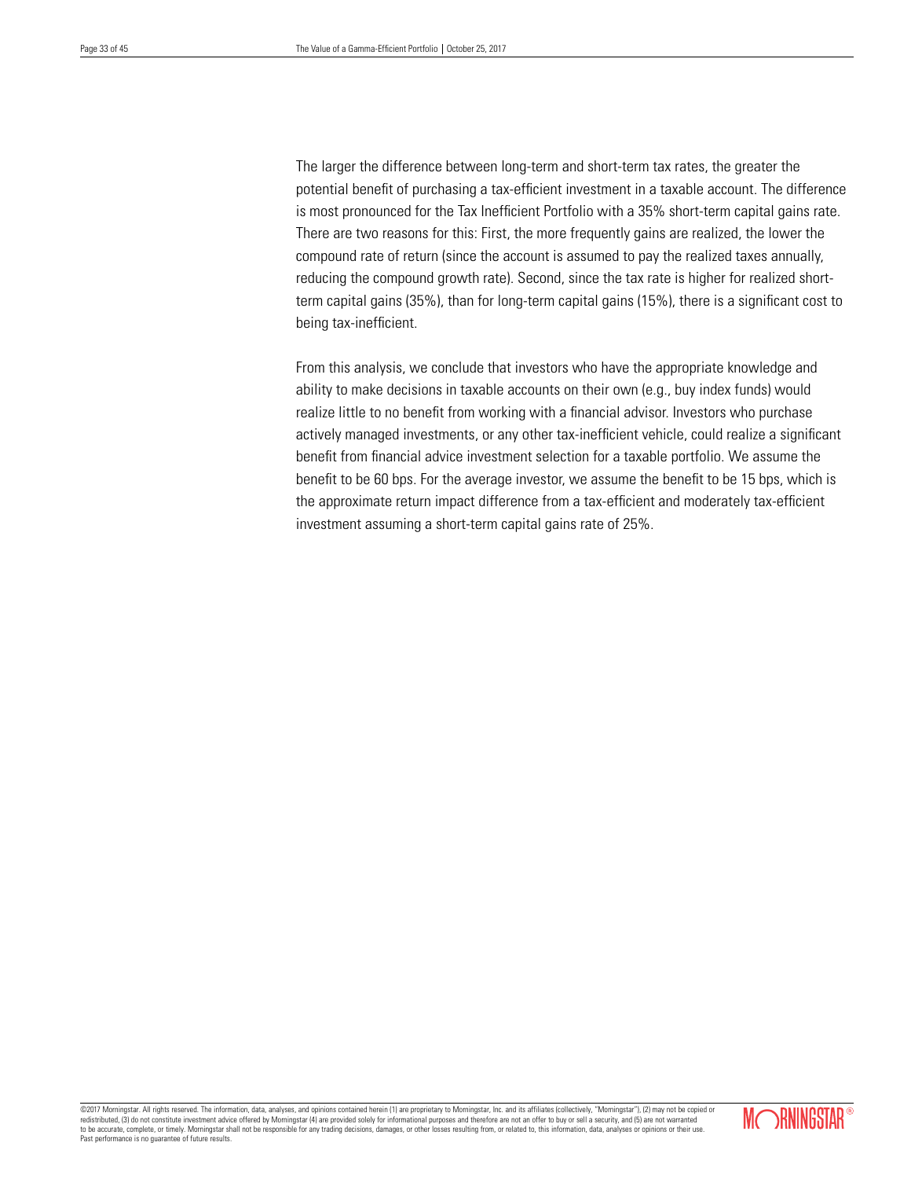The larger the difference between long-term and short-term tax rates, the greater the potential benefit of purchasing a tax-efficient investment in a taxable account. The difference is most pronounced for the Tax Inefficient Portfolio with a 35% short-term capital gains rate. There are two reasons for this: First, the more frequently gains are realized, the lower the compound rate of return (since the account is assumed to pay the realized taxes annually, reducing the compound growth rate). Second, since the tax rate is higher for realized short-term capital gains (35%), than for long-term capital gains (15%), there is a significant cost to being tax-inefficient.

From this analysis, we conclude that investors who have the appropriate knowledge and ability to make decisions in taxable accounts on their own (e.g., buy index funds) would realize little to no benefit from working with a financial advisor. Investors who purchase actively managed investments, or any other tax-inefficient vehicle, could realize a significant benefit from financial advice investment selection for a taxable portfolio. We assume the benefit to be 60 bps. For the average investor, we assume the benefit to be 15 bps, which is the approximate return impact difference from a tax-efficient and moderately tax-efficient investment assuming a short-term capital gains rate of 25%.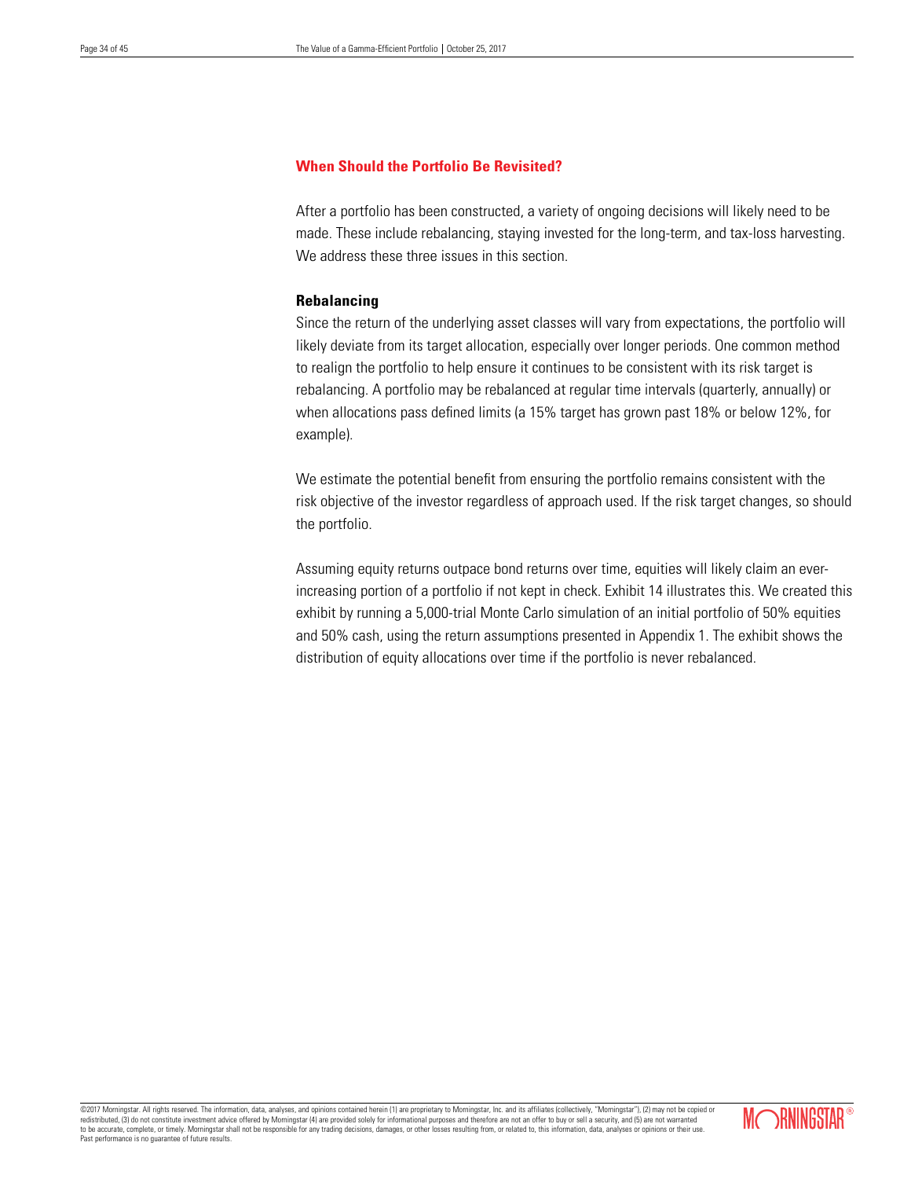## When Should the Portfolio Be Revisited?

After a portfolio has been constructed, a variety of ongoing decisions will likely need to be made. These include rebalancing, staying invested for the long-term, and tax-loss harvesting. We address these three issues in this section.

### Rebalancing

Since the return of the underlying asset classes will vary from expectations, the portfolio will likely deviate from its target allocation, especially over longer periods. One common method to realign the portfolio to help ensure it continues to be consistent with its risk target is rebalancing. A portfolio may be rebalanced at regular time intervals (quarterly, annually) or when allocations pass defined limits (a 15% target has grown past 18% or below 12%, for example).

We estimate the potential benefit from ensuring the portfolio remains consistent with the risk objective of the investor regardless of approach used. If the risk target changes, so should the portfolio.

Assuming equity returns outpace bond returns over time, equities will likely claim an ever-increasing portion of a portfolio if not kept in check. Exhibit 14 illustrates this. We created this exhibit by running a 5,000-trial Monte Carlo simulation of an initial portfolio of 50% equities and 50% cash, using the return assumptions presented in Appendix 1. The exhibit shows the distribution of equity allocations over time if the portfolio is never rebalanced.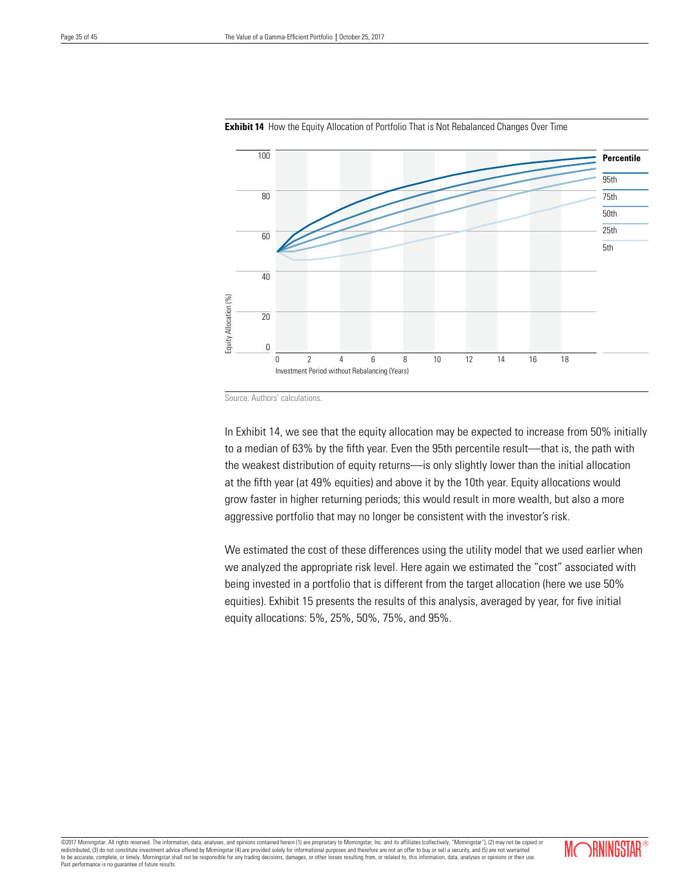**Exhibit 14** How the Equity Allocation of Portfolio That is Not Rebalanced Changes Over Time

Source: Authors' calculations.

In Exhibit 14, we see that the equity allocation may be expected to increase from 50% initially to a median of 63% by the fifth year. Even the 95th percentile result—that is, the path with the weakest distribution of equity returns—is only slightly lower than the initial allocation at the fifth year (at 49% equities) and above it by the 10th year. Equity allocations would grow faster in higher returning periods; this would result in more wealth, but also a more aggressive portfolio that may no longer be consistent with the investor's risk.

We estimated the cost of these differences using the utility model that we used earlier when we analyzed the appropriate risk level. Here again we estimated the "cost" associated with being invested in a portfolio that is different from the target allocation (here we use 50% equities). Exhibit 15 presents the results of this analysis, averaged by year, for five initial equity allocations: 5%, 25%, 50%, 75%, and 95%.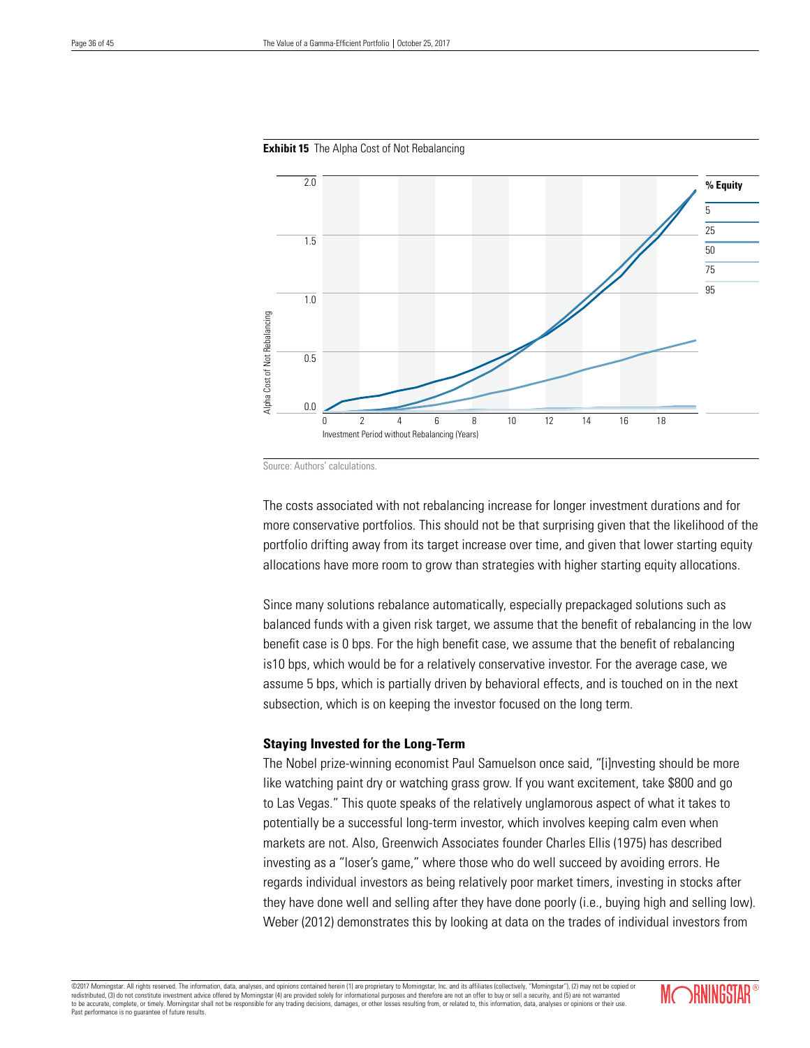**Exhibit 15** The Alpha Cost of Not Rebalancing

Source: Authors' calculations.

The costs associated with not rebalancing increase for longer investment durations and for more conservative portfolios. This should not be that surprising given that the likelihood of the portfolio drifting away from its target increase over time, and given that lower starting equity allocations have more room to grow than strategies with higher starting equity allocations.

Since many solutions rebalance automatically, especially prepackaged solutions such as balanced funds with a given risk target, we assume that the benefit of rebalancing in the low benefit case is 0 bps. For the high benefit case, we assume that the benefit of rebalancing is10 bps, which would be for a relatively conservative investor. For the average case, we assume 5 bps, which is partially driven by behavioral effects, and is touched on in the next subsection, which is on keeping the investor focused on the long term.

### Staying Invested for the Long-Term

The Nobel prize-winning economist Paul Samuelson once said, "[i]nvesting should be more like watching paint dry or watching grass grow. If you want excitement, take $800 and go to Las Vegas." This quote speaks of the relatively unglamorous aspect of what it takes to potentially be a successful long-term investor, which involves keeping calm even when markets are not. Also, Greenwich Associates founder Charles Ellis (1975) has described investing as a "loser's game," where those who do well succeed by avoiding errors. He regards individual investors as being relatively poor market timers, investing in stocks after they have done well and selling after they have done poorly (i.e., buying high and selling low). Weber (2012) demonstrates this by looking at data on the trades of individual investors from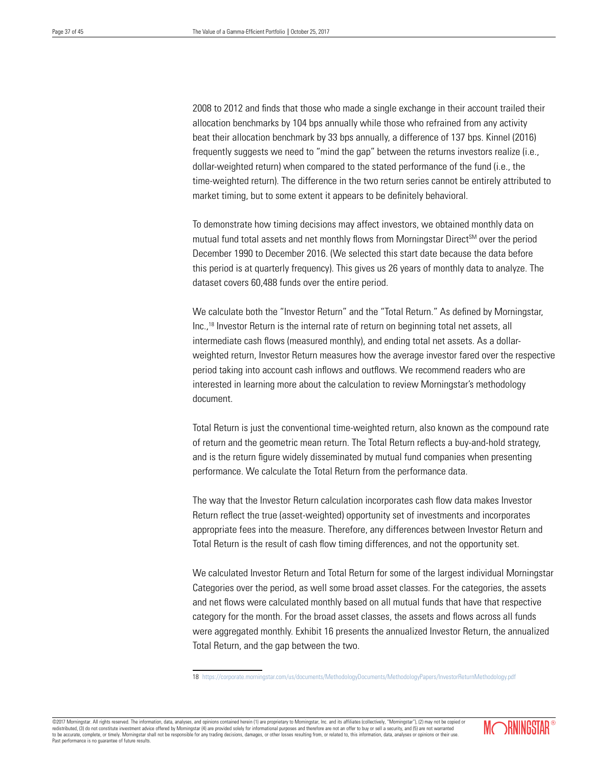2008 to 2012 and finds that those who made a single exchange in their account trailed their allocation benchmarks by 104 bps annually while those who refrained from any activity beat their allocation benchmark by 33 bps annually, a difference of 137 bps. Kinnel (2016) frequently suggests we need to "mind the gap" between the returns investors realize (i.e., dollar-weighted return) when compared to the stated performance of the fund (i.e., the time-weighted return). The difference in the two return series cannot be entirely attributed to market timing, but to some extent it appears to be definitely behavioral.

To demonstrate how timing decisions may affect investors, we obtained monthly data on mutual fund total assets and net monthly flows from Morningstar Direct℠ over the period December 1990 to December 2016. (We selected this start date because the data before this period is at quarterly frequency). This gives us 26 years of monthly data to analyze. The dataset covers 60,488 funds over the entire period.

We calculate both the "Investor Return" and the "Total Return." As defined by Morningstar, Inc.,[18] Investor Return is the internal rate of return on beginning total net assets, all intermediate cash flows (measured monthly), and ending total net assets. As a dollar-weighted return, Investor Return measures how the average investor fared over the respective period taking into account cash inflows and outflows. We recommend readers who are interested in learning more about the calculation to review Morningstar's methodology document.

Total Return is just the conventional time-weighted return, also known as the compound rate of return and the geometric mean return. The Total Return reflects a buy-and-hold strategy, and is the return figure widely disseminated by mutual fund companies when presenting performance. We calculate the Total Return from the performance data.

The way that the Investor Return calculation incorporates cash flow data makes Investor Return reflect the true (asset-weighted) opportunity set of investments and incorporates appropriate fees into the measure. Therefore, any differences between Investor Return and Total Return is the result of cash flow timing differences, and not the opportunity set.

We calculated Investor Return and Total Return for some of the largest individual Morningstar Categories over the period, as well some broad asset classes. For the categories, the assets and net flows were calculated monthly based on all mutual funds that have that respective category for the month. For the broad asset classes, the assets and flows across all funds were aggregated monthly. Exhibit 16 presents the annualized Investor Return, the annualized Total Return, and the gap between the two.

18 https://corporate.morningstar.com/us/documents/MethodologyDocuments/MethodologyPapers/InvestorReturnMethodology.pdf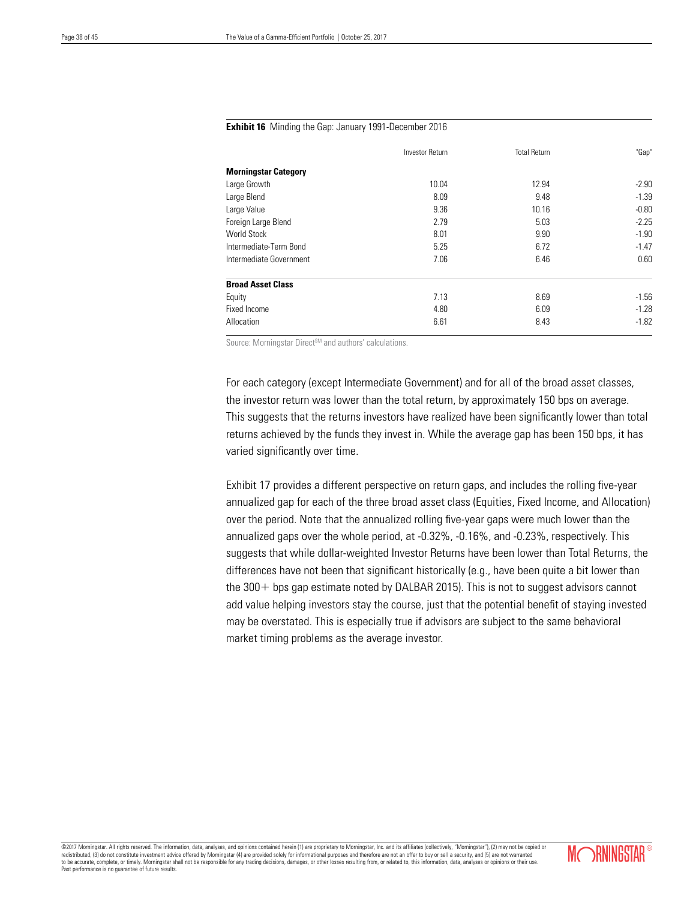**Exhibit 16** Minding the Gap: January 1991-December 2016

| | Investor Return | Total Return | "Gap" |
|---|---|---|---|
| **Morningstar Category** | | | |
| Large Growth | 10.04 | 12.94 | -2.90 |
| Large Blend | 8.09 | 9.48 | -1.39 |
| Large Value | 9.36 | 10.16 | -0.80 |
| Foreign Large Blend | 2.79 | 5.03 | -2.25 |
| World Stock | 8.01 | 9.90 | -1.90 |
| Intermediate-Term Bond | 5.25 | 6.72 | -1.47 |
| Intermediate Government | 7.06 | 6.46 | 0.60 |
| **Broad Asset Class** | | | |
| Equity | 7.13 | 8.69 | -1.56 |
| Fixed Income | 4.80 | 6.09 | -1.28 |
| Allocation | 6.61 | 8.43 | -1.82 |

Source: Morningstar Direct[SM] and authors' calculations.

For each category (except Intermediate Government) and for all of the broad asset classes, the investor return was lower than the total return, by approximately 150 bps on average. This suggests that the returns investors have realized have been significantly lower than total returns achieved by the funds they invest in. While the average gap has been 150 bps, it has varied significantly over time.

Exhibit 17 provides a different perspective on return gaps, and includes the rolling five-year annualized gap for each of the three broad asset class (Equities, Fixed Income, and Allocation) over the period. Note that the annualized rolling five-year gaps were much lower than the annualized gaps over the whole period, at -0.32%, -0.16%, and -0.23%, respectively. This suggests that while dollar-weighted Investor Returns have been lower than Total Returns, the differences have not been that significant historically (e.g., have been quite a bit lower than the 300+ bps gap estimate noted by DALBAR 2015). This is not to suggest advisors cannot add value helping investors stay the course, just that the potential benefit of staying invested may be overstated. This is especially true if advisors are subject to the same behavioral market timing problems as the average investor.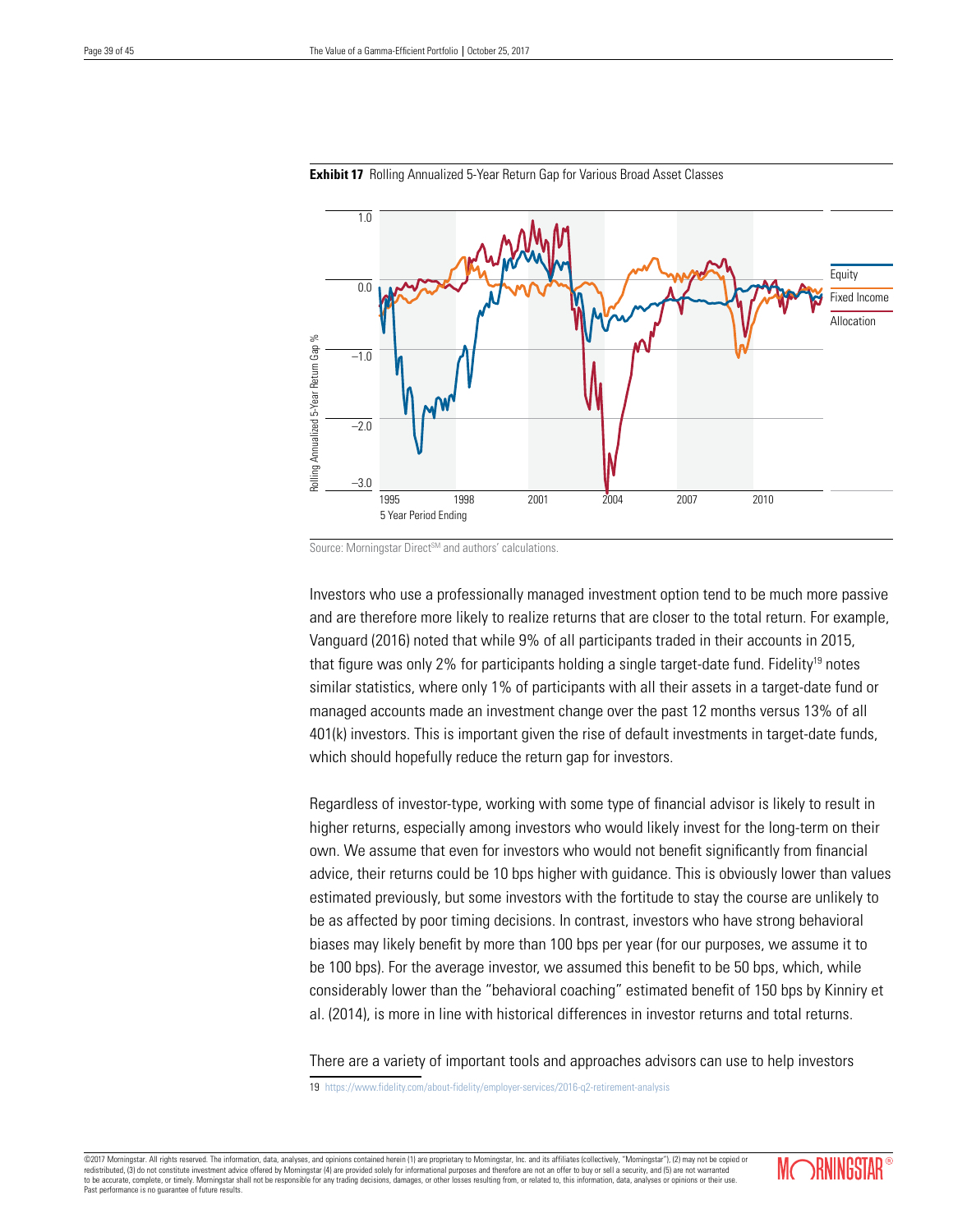**Exhibit 17** Rolling Annualized 5-Year Return Gap for Various Broad Asset Classes

Source: Morningstar Direct[SM] and authors' calculations.

Investors who use a professionally managed investment option tend to be much more passive and are therefore more likely to realize returns that are closer to the total return. For example, Vanguard (2016) noted that while 9% of all participants traded in their accounts in 2015, that figure was only 2% for participants holding a single target-date fund. Fidelity[19] notes similar statistics, where only 1% of participants with all their assets in a target-date fund or managed accounts made an investment change over the past 12 months versus 13% of all 401(k) investors. This is important given the rise of default investments in target-date funds, which should hopefully reduce the return gap for investors.

Regardless of investor-type, working with some type of financial advisor is likely to result in higher returns, especially among investors who would likely invest for the long-term on their own. We assume that even for investors who would not benefit significantly from financial advice, their returns could be 10 bps higher with guidance. This is obviously lower than values estimated previously, but some investors with the fortitude to stay the course are unlikely to be as affected by poor timing decisions. In contrast, investors who have strong behavioral biases may likely benefit by more than 100 bps per year (for our purposes, we assume it to be 100 bps). For the average investor, we assumed this benefit to be 50 bps, which, while considerably lower than the "behavioral coaching" estimated benefit of 150 bps by Kinniry et al. (2014), is more in line with historical differences in investor returns and total returns.

There are a variety of important tools and approaches advisors can use to help investors

19 https://www.fidelity.com/about-fidelity/employer-services/2016-q2-retirement-analysis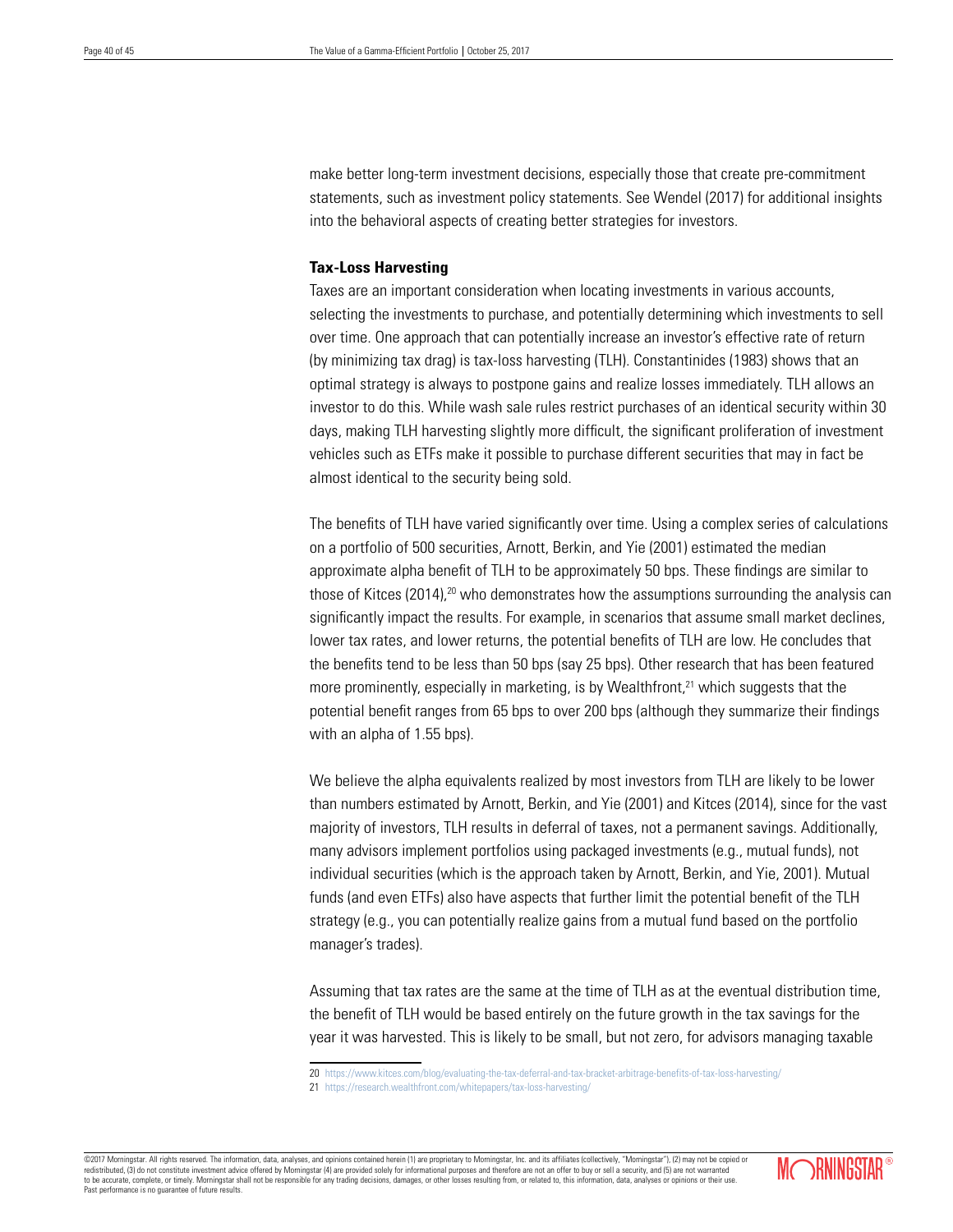make better long-term investment decisions, especially those that create pre-commitment statements, such as investment policy statements. See Wendel (2017) for additional insights into the behavioral aspects of creating better strategies for investors.

**Tax-Loss Harvesting**

Taxes are an important consideration when locating investments in various accounts, selecting the investments to purchase, and potentially determining which investments to sell over time. One approach that can potentially increase an investor's effective rate of return (by minimizing tax drag) is tax-loss harvesting (TLH). Constantinides (1983) shows that an optimal strategy is always to postpone gains and realize losses immediately. TLH allows an investor to do this. While wash sale rules restrict purchases of an identical security within 30 days, making TLH harvesting slightly more difficult, the significant proliferation of investment vehicles such as ETFs make it possible to purchase different securities that may in fact be almost identical to the security being sold.

The benefits of TLH have varied significantly over time. Using a complex series of calculations on a portfolio of 500 securities, Arnott, Berkin, and Yie (2001) estimated the median approximate alpha benefit of TLH to be approximately 50 bps. These findings are similar to those of Kitces (2014),[20] who demonstrates how the assumptions surrounding the analysis can significantly impact the results. For example, in scenarios that assume small market declines, lower tax rates, and lower returns, the potential benefits of TLH are low. He concludes that the benefits tend to be less than 50 bps (say 25 bps). Other research that has been featured more prominently, especially in marketing, is by Wealthfront,[21] which suggests that the potential benefit ranges from 65 bps to over 200 bps (although they summarize their findings with an alpha of 1.55 bps).

We believe the alpha equivalents realized by most investors from TLH are likely to be lower than numbers estimated by Arnott, Berkin, and Yie (2001) and Kitces (2014), since for the vast majority of investors, TLH results in deferral of taxes, not a permanent savings. Additionally, many advisors implement portfolios using packaged investments (e.g., mutual funds), not individual securities (which is the approach taken by Arnott, Berkin, and Yie, 2001). Mutual funds (and even ETFs) also have aspects that further limit the potential benefit of the TLH strategy (e.g., you can potentially realize gains from a mutual fund based on the portfolio manager's trades).

Assuming that tax rates are the same at the time of TLH as at the eventual distribution time, the benefit of TLH would be based entirely on the future growth in the tax savings for the year it was harvested. This is likely to be small, but not zero, for advisors managing taxable

20 https://www.kitces.com/blog/evaluating-the-tax-deferral-and-tax-bracket-arbitrage-benefits-of-tax-loss-harvesting/

21 https://research.wealthfront.com/whitepapers/tax-loss-harvesting/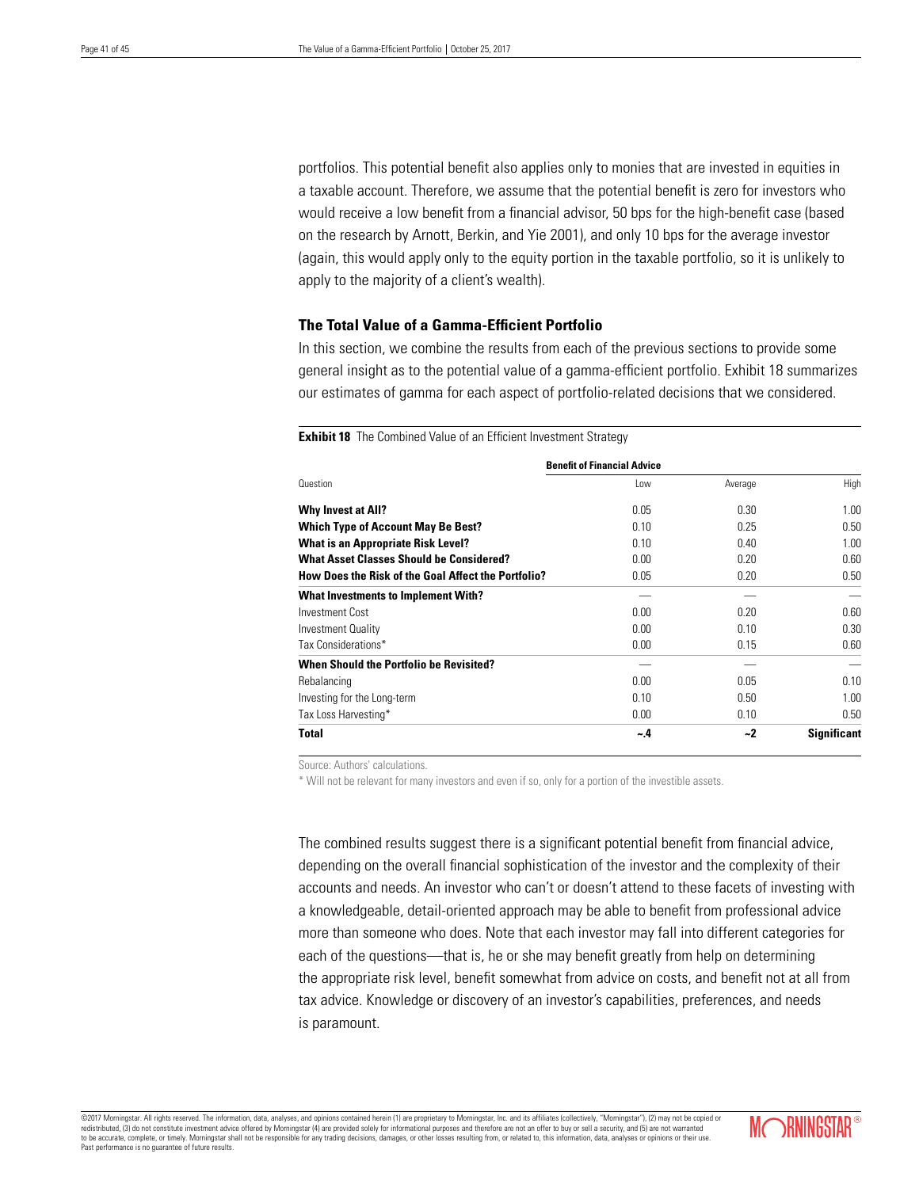portfolios. This potential benefit also applies only to monies that are invested in equities in a taxable account. Therefore, we assume that the potential benefit is zero for investors who would receive a low benefit from a financial advisor, 50 bps for the high-benefit case (based on the research by Arnott, Berkin, and Yie 2001), and only 10 bps for the average investor (again, this would apply only to the equity portion in the taxable portfolio, so it is unlikely to apply to the majority of a client's wealth).

### The Total Value of a Gamma-Efficient Portfolio

In this section, we combine the results from each of the previous sections to provide some general insight as to the potential value of a gamma-efficient portfolio. Exhibit 18 summarizes our estimates of gamma for each aspect of portfolio-related decisions that we considered.

**Exhibit 18** The Combined Value of an Efficient Investment Strategy

| | **Benefit of Financial Advice** | | |
|---|---|---|---|
| Question | Low | Average | High |
| **Why Invest at All?** | 0.05 | 0.30 | 1.00 |
| **Which Type of Account May Be Best?** | 0.10 | 0.25 | 0.50 |
| **What is an Appropriate Risk Level?** | 0.10 | 0.40 | 1.00 |
| **What Asset Classes Should be Considered?** | 0.00 | 0.20 | 0.60 |
| **How Does the Risk of the Goal Affect the Portfolio?** | 0.05 | 0.20 | 0.50 |
| **What Investments to Implement With?** | — | — | — |
| Investment Cost | 0.00 | 0.20 | 0.60 |
| Investment Quality | 0.00 | 0.10 | 0.30 |
| Tax Considerations* | 0.00 | 0.15 | 0.60 |
| **When Should the Portfolio be Revisited?** | — | — | — |
| Rebalancing | 0.00 | 0.05 | 0.10 |
| Investing for the Long-term | 0.10 | 0.50 | 1.00 |
| Tax Loss Harvesting* | 0.00 | 0.10 | 0.50 |
| **Total** | **~.4** | **~2** | **Significant** |

Source: Authors' calculations.

\* Will not be relevant for many investors and even if so, only for a portion of the investible assets.

The combined results suggest there is a significant potential benefit from financial advice, depending on the overall financial sophistication of the investor and the complexity of their accounts and needs. An investor who can't or doesn't attend to these facets of investing with a knowledgeable, detail-oriented approach may be able to benefit from professional advice more than someone who does. Note that each investor may fall into different categories for each of the questions—that is, he or she may benefit greatly from help on determining the appropriate risk level, benefit somewhat from advice on costs, and benefit not at all from tax advice. Knowledge or discovery of an investor's capabilities, preferences, and needs is paramount.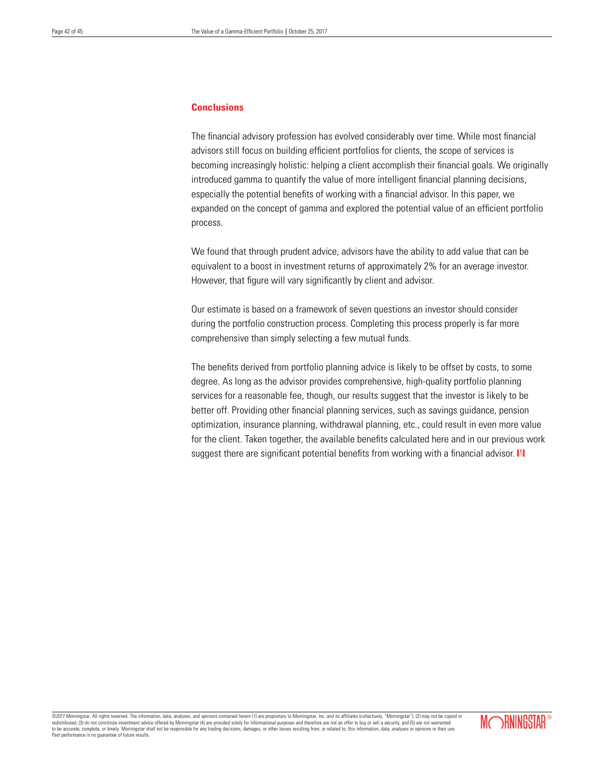## Conclusions

The financial advisory profession has evolved considerably over time. While most financial advisors still focus on building efficient portfolios for clients, the scope of services is becoming increasingly holistic: helping a client accomplish their financial goals. We originally introduced gamma to quantify the value of more intelligent financial planning decisions, especially the potential benefits of working with a financial advisor. In this paper, we expanded on the concept of gamma and explored the potential value of an efficient portfolio process.

We found that through prudent advice, advisors have the ability to add value that can be equivalent to a boost in investment returns of approximately 2% for an average investor. However, that figure will vary significantly by client and advisor.

Our estimate is based on a framework of seven questions an investor should consider during the portfolio construction process. Completing this process properly is far more comprehensive than simply selecting a few mutual funds.

The benefits derived from portfolio planning advice is likely to be offset by costs, to some degree. As long as the advisor provides comprehensive, high-quality portfolio planning services for a reasonable fee, though, our results suggest that the investor is likely to be better off. Providing other financial planning services, such as savings guidance, pension optimization, insurance planning, withdrawal planning, etc., could result in even more value for the client. Taken together, the available benefits calculated here and in our previous work suggest there are significant potential benefits from working with a financial advisor.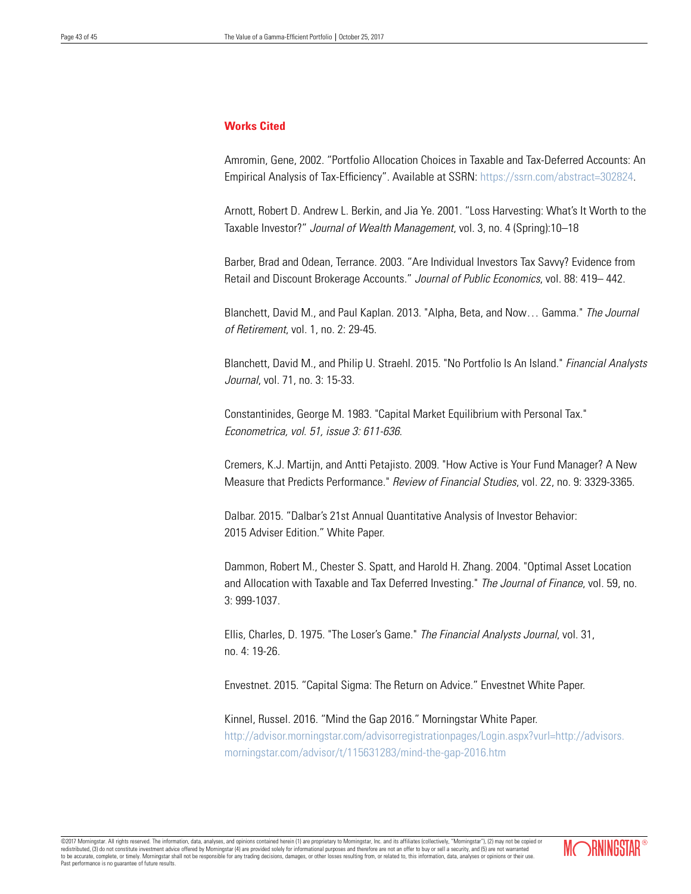## Works Cited

Amromin, Gene, 2002. "Portfolio Allocation Choices in Taxable and Tax-Deferred Accounts: An Empirical Analysis of Tax-Efficiency". Available at SSRN: https://ssrn.com/abstract=302824.

Arnott, Robert D. Andrew L. Berkin, and Jia Ye. 2001. "Loss Harvesting: What's It Worth to the Taxable Investor?" *Journal of Wealth Management*, vol. 3, no. 4 (Spring):10–18

Barber, Brad and Odean, Terrance. 2003. "Are Individual Investors Tax Savvy? Evidence from Retail and Discount Brokerage Accounts." *Journal of Public Economics*, vol. 88: 419– 442.

Blanchett, David M., and Paul Kaplan. 2013. "Alpha, Beta, and Now… Gamma." *The Journal of Retirement*, vol. 1, no. 2: 29-45.

Blanchett, David M., and Philip U. Straehl. 2015. "No Portfolio Is An Island." *Financial Analysts Journal*, vol. 71, no. 3: 15-33.

Constantinides, George M. 1983. "Capital Market Equilibrium with Personal Tax." *Econometrica, vol. 51, issue 3: 611-636*.

Cremers, K.J. Martijn, and Antti Petajisto. 2009. "How Active is Your Fund Manager? A New Measure that Predicts Performance." *Review of Financial Studies*, vol. 22, no. 9: 3329-3365.

Dalbar. 2015. "Dalbar's 21st Annual Quantitative Analysis of Investor Behavior: 2015 Adviser Edition." White Paper.

Dammon, Robert M., Chester S. Spatt, and Harold H. Zhang. 2004. "Optimal Asset Location and Allocation with Taxable and Tax Deferred Investing." *The Journal of Finance*, vol. 59, no. 3: 999-1037.

Ellis, Charles, D. 1975. "The Loser's Game." *The Financial Analysts Journal*, vol. 31, no. 4: 19-26.

Envestnet. 2015. "Capital Sigma: The Return on Advice." Envestnet White Paper.

Kinnel, Russel. 2016. "Mind the Gap 2016." Morningstar White Paper. http://advisor.morningstar.com/advisorregistrationpages/Login.aspx?vurl=http://advisors.morningstar.com/advisor/t/115631283/mind-the-gap-2016.htm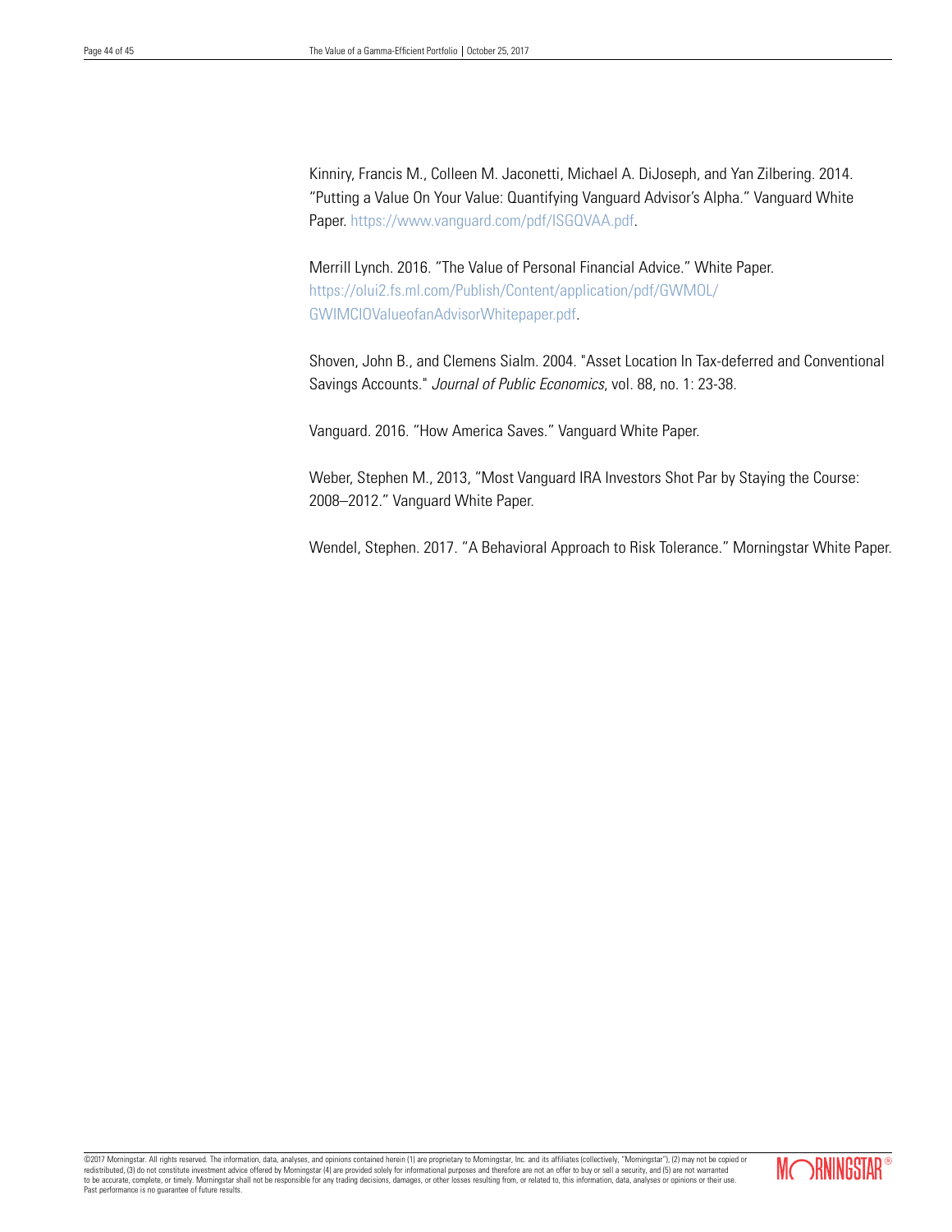Kinniry, Francis M., Colleen M. Jaconetti, Michael A. DiJoseph, and Yan Zilbering. 2014. "Putting a Value On Your Value: Quantifying Vanguard Advisor's Alpha." Vanguard White Paper. https://www.vanguard.com/pdf/ISGQVAA.pdf.

Merrill Lynch. 2016. "The Value of Personal Financial Advice." White Paper. https://olui2.fs.ml.com/Publish/Content/application/pdf/GWMOL/GWIMCIOValueofanAdvisorWhitepaper.pdf.

Shoven, John B., and Clemens Sialm. 2004. "Asset Location In Tax-deferred and Conventional Savings Accounts." *Journal of Public Economics*, vol. 88, no. 1: 23-38.

Vanguard. 2016. "How America Saves." Vanguard White Paper.

Weber, Stephen M., 2013, "Most Vanguard IRA Investors Shot Par by Staying the Course: 2008–2012." Vanguard White Paper.

Wendel, Stephen. 2017. "A Behavioral Approach to Risk Tolerance." Morningstar White Paper.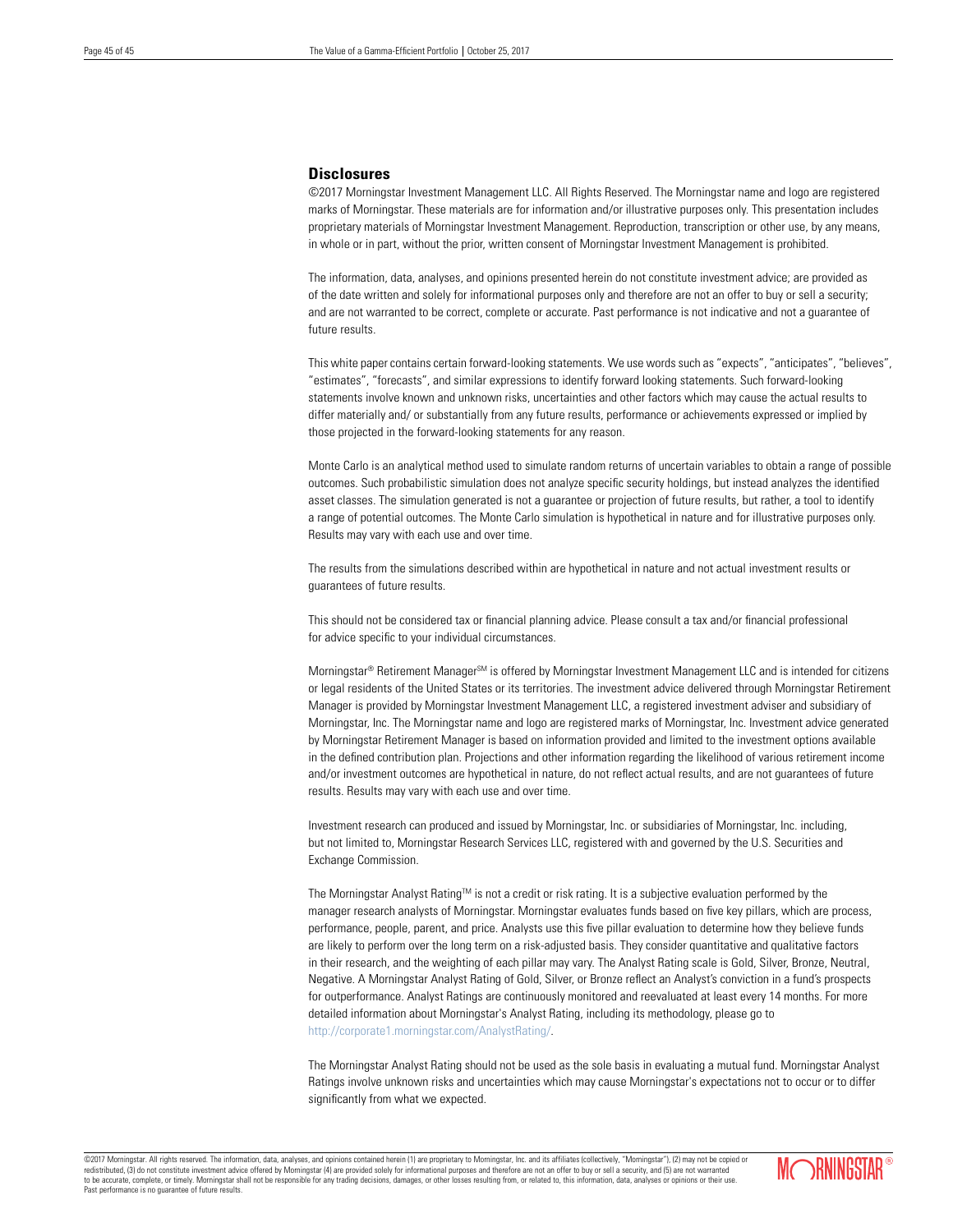## Disclosures

©2017 Morningstar Investment Management LLC. All Rights Reserved. The Morningstar name and logo are registered marks of Morningstar. These materials are for information and/or illustrative purposes only. This presentation includes proprietary materials of Morningstar Investment Management. Reproduction, transcription or other use, by any means, in whole or in part, without the prior, written consent of Morningstar Investment Management is prohibited.

The information, data, analyses, and opinions presented herein do not constitute investment advice; are provided as of the date written and solely for informational purposes only and therefore are not an offer to buy or sell a security; and are not warranted to be correct, complete or accurate. Past performance is not indicative and not a guarantee of future results.

This white paper contains certain forward-looking statements. We use words such as "expects", "anticipates", "believes", "estimates", "forecasts", and similar expressions to identify forward looking statements. Such forward-looking statements involve known and unknown risks, uncertainties and other factors which may cause the actual results to differ materially and/ or substantially from any future results, performance or achievements expressed or implied by those projected in the forward-looking statements for any reason.

Monte Carlo is an analytical method used to simulate random returns of uncertain variables to obtain a range of possible outcomes. Such probabilistic simulation does not analyze specific security holdings, but instead analyzes the identified asset classes. The simulation generated is not a guarantee or projection of future results, but rather, a tool to identify a range of potential outcomes. The Monte Carlo simulation is hypothetical in nature and for illustrative purposes only. Results may vary with each use and over time.

The results from the simulations described within are hypothetical in nature and not actual investment results or guarantees of future results.

This should not be considered tax or financial planning advice. Please consult a tax and/or financial professional for advice specific to your individual circumstances.

Morningstar® Retirement Manager℠ is offered by Morningstar Investment Management LLC and is intended for citizens or legal residents of the United States or its territories. The investment advice delivered through Morningstar Retirement Manager is provided by Morningstar Investment Management LLC, a registered investment adviser and subsidiary of Morningstar, Inc. The Morningstar name and logo are registered marks of Morningstar, Inc. Investment advice generated by Morningstar Retirement Manager is based on information provided and limited to the investment options available in the defined contribution plan. Projections and other information regarding the likelihood of various retirement income and/or investment outcomes are hypothetical in nature, do not reflect actual results, and are not guarantees of future results. Results may vary with each use and over time.

Investment research can produced and issued by Morningstar, Inc. or subsidiaries of Morningstar, Inc. including, but not limited to, Morningstar Research Services LLC, registered with and governed by the U.S. Securities and Exchange Commission.

The Morningstar Analyst Rating™ is not a credit or risk rating. It is a subjective evaluation performed by the manager research analysts of Morningstar. Morningstar evaluates funds based on five key pillars, which are process, performance, people, parent, and price. Analysts use this five pillar evaluation to determine how they believe funds are likely to perform over the long term on a risk-adjusted basis. They consider quantitative and qualitative factors in their research, and the weighting of each pillar may vary. The Analyst Rating scale is Gold, Silver, Bronze, Neutral, Negative. A Morningstar Analyst Rating of Gold, Silver, or Bronze reflect an Analyst's conviction in a fund's prospects for outperformance. Analyst Ratings are continuously monitored and reevaluated at least every 14 months. For more detailed information about Morningstar's Analyst Rating, including its methodology, please go to http://corporate1.morningstar.com/AnalystRating/.

The Morningstar Analyst Rating should not be used as the sole basis in evaluating a mutual fund. Morningstar Analyst Ratings involve unknown risks and uncertainties which may cause Morningstar's expectations not to occur or to differ significantly from what we expected.